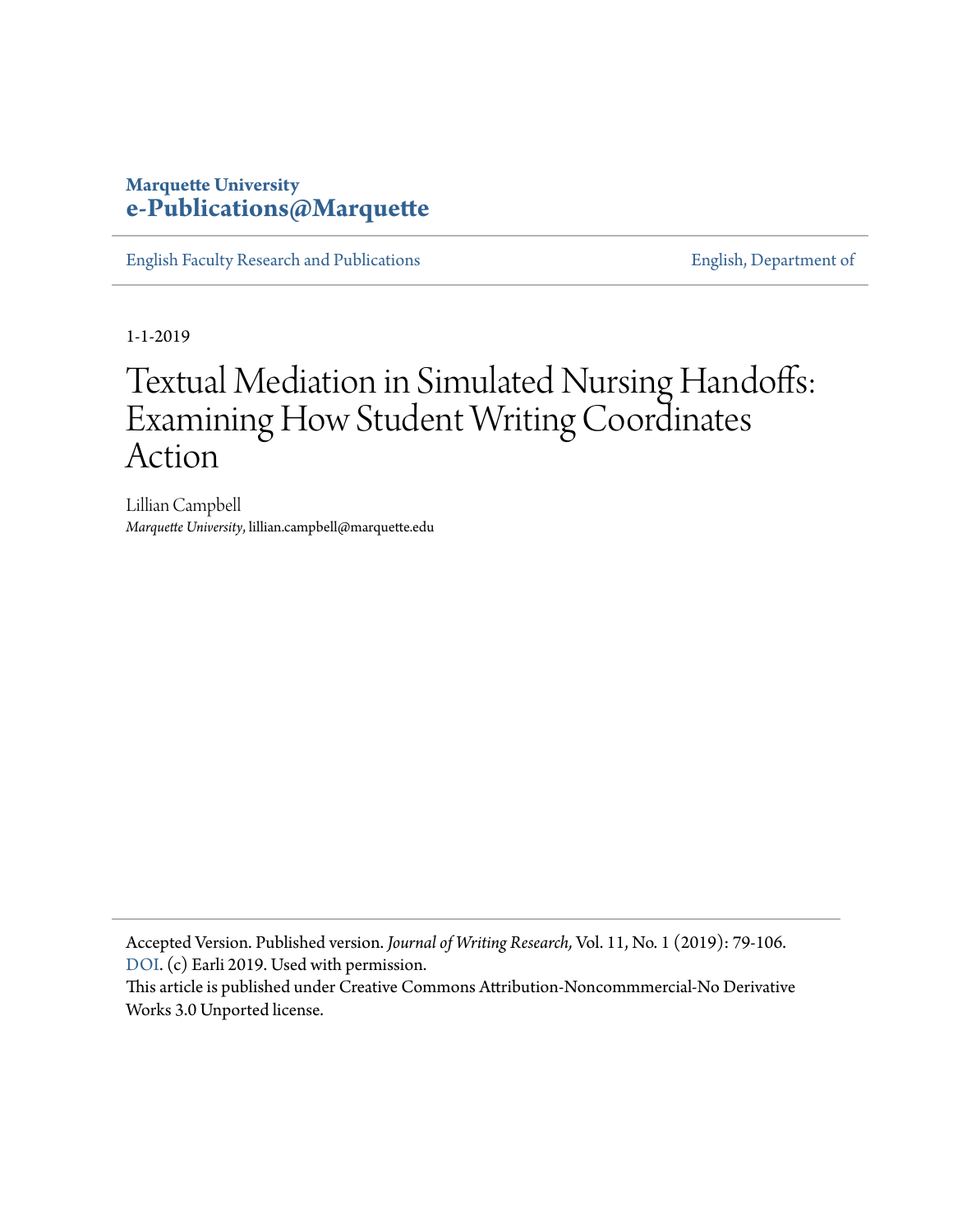**Marquette University**
**e-Publications@Marquette**

English Faculty Research and Publications | English, Department of

1-1-2019

# Textual Mediation in Simulated Nursing Handoffs: Examining How Student Writing Coordinates Action

Lillian Campbell
*Marquette University*, lillian.campbell@marquette.edu

Accepted Version. Published version. *Journal of Writing Research,* Vol. 11, No. 1 (2019): 79-106. DOI. (c) Earli 2019. Used with permission.
This article is published under Creative Commons Attribution-Noncommmercial-No Derivative Works 3.0 Unported license.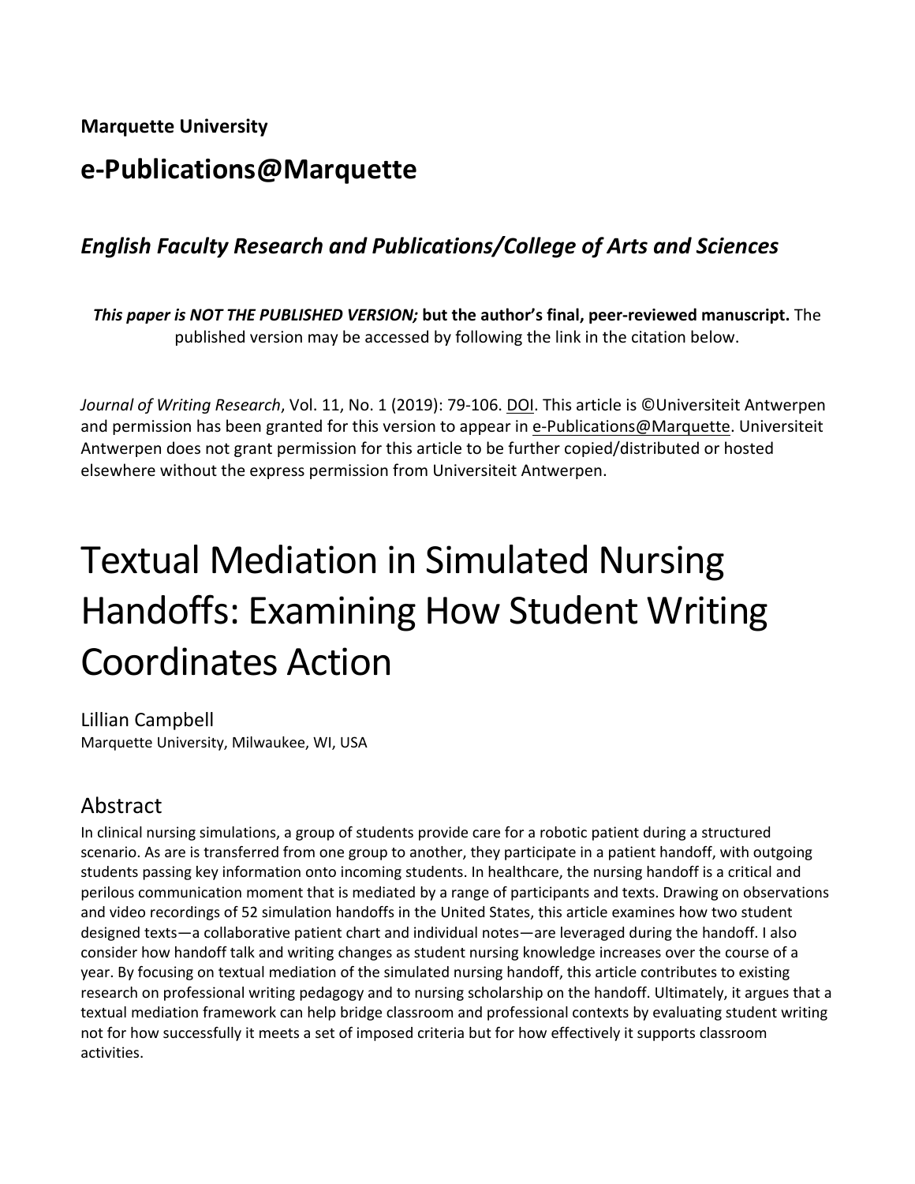**Marquette University**

## e-Publications@Marquette

### *English Faculty Research and Publications/College of Arts and Sciences*

***This paper is NOT THE PUBLISHED VERSION;* but the author's final, peer-reviewed manuscript.** The published version may be accessed by following the link in the citation below.

*Journal of Writing Research*, Vol. 11, No. 1 (2019): 79-106. DOI. This article is ©Universiteit Antwerpen and permission has been granted for this version to appear in e-Publications@Marquette. Universiteit Antwerpen does not grant permission for this article to be further copied/distributed or hosted elsewhere without the express permission from Universiteit Antwerpen.

# Textual Mediation in Simulated Nursing Handoffs: Examining How Student Writing Coordinates Action

Lillian Campbell
Marquette University, Milwaukee, WI, USA

## Abstract

In clinical nursing simulations, a group of students provide care for a robotic patient during a structured scenario. As are is transferred from one group to another, they participate in a patient handoff, with outgoing students passing key information onto incoming students. In healthcare, the nursing handoff is a critical and perilous communication moment that is mediated by a range of participants and texts. Drawing on observations and video recordings of 52 simulation handoffs in the United States, this article examines how two student designed texts—a collaborative patient chart and individual notes—are leveraged during the handoff. I also consider how handoff talk and writing changes as student nursing knowledge increases over the course of a year. By focusing on textual mediation of the simulated nursing handoff, this article contributes to existing research on professional writing pedagogy and to nursing scholarship on the handoff. Ultimately, it argues that a textual mediation framework can help bridge classroom and professional contexts by evaluating student writing not for how successfully it meets a set of imposed criteria but for how effectively it supports classroom activities.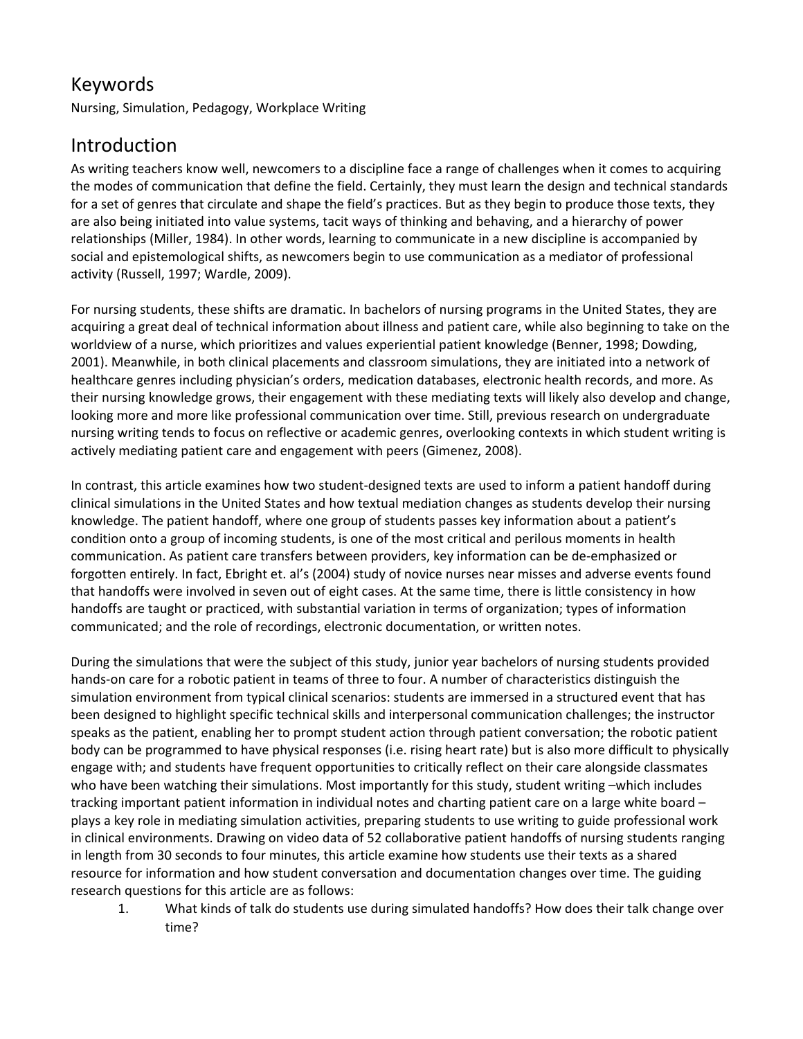## Keywords

Nursing, Simulation, Pedagogy, Workplace Writing

## Introduction

As writing teachers know well, newcomers to a discipline face a range of challenges when it comes to acquiring the modes of communication that define the field. Certainly, they must learn the design and technical standards for a set of genres that circulate and shape the field's practices. But as they begin to produce those texts, they are also being initiated into value systems, tacit ways of thinking and behaving, and a hierarchy of power relationships (Miller, 1984). In other words, learning to communicate in a new discipline is accompanied by social and epistemological shifts, as newcomers begin to use communication as a mediator of professional activity (Russell, 1997; Wardle, 2009).

For nursing students, these shifts are dramatic. In bachelors of nursing programs in the United States, they are acquiring a great deal of technical information about illness and patient care, while also beginning to take on the worldview of a nurse, which prioritizes and values experiential patient knowledge (Benner, 1998; Dowding, 2001). Meanwhile, in both clinical placements and classroom simulations, they are initiated into a network of healthcare genres including physician's orders, medication databases, electronic health records, and more. As their nursing knowledge grows, their engagement with these mediating texts will likely also develop and change, looking more and more like professional communication over time. Still, previous research on undergraduate nursing writing tends to focus on reflective or academic genres, overlooking contexts in which student writing is actively mediating patient care and engagement with peers (Gimenez, 2008).

In contrast, this article examines how two student-designed texts are used to inform a patient handoff during clinical simulations in the United States and how textual mediation changes as students develop their nursing knowledge. The patient handoff, where one group of students passes key information about a patient's condition onto a group of incoming students, is one of the most critical and perilous moments in health communication. As patient care transfers between providers, key information can be de-emphasized or forgotten entirely. In fact, Ebright et. al's (2004) study of novice nurses near misses and adverse events found that handoffs were involved in seven out of eight cases. At the same time, there is little consistency in how handoffs are taught or practiced, with substantial variation in terms of organization; types of information communicated; and the role of recordings, electronic documentation, or written notes.

During the simulations that were the subject of this study, junior year bachelors of nursing students provided hands-on care for a robotic patient in teams of three to four. A number of characteristics distinguish the simulation environment from typical clinical scenarios: students are immersed in a structured event that has been designed to highlight specific technical skills and interpersonal communication challenges; the instructor speaks as the patient, enabling her to prompt student action through patient conversation; the robotic patient body can be programmed to have physical responses (i.e. rising heart rate) but is also more difficult to physically engage with; and students have frequent opportunities to critically reflect on their care alongside classmates who have been watching their simulations. Most importantly for this study, student writing –which includes tracking important patient information in individual notes and charting patient care on a large white board – plays a key role in mediating simulation activities, preparing students to use writing to guide professional work in clinical environments. Drawing on video data of 52 collaborative patient handoffs of nursing students ranging in length from 30 seconds to four minutes, this article examine how students use their texts as a shared resource for information and how student conversation and documentation changes over time. The guiding research questions for this article are as follows:

1. What kinds of talk do students use during simulated handoffs? How does their talk change over time?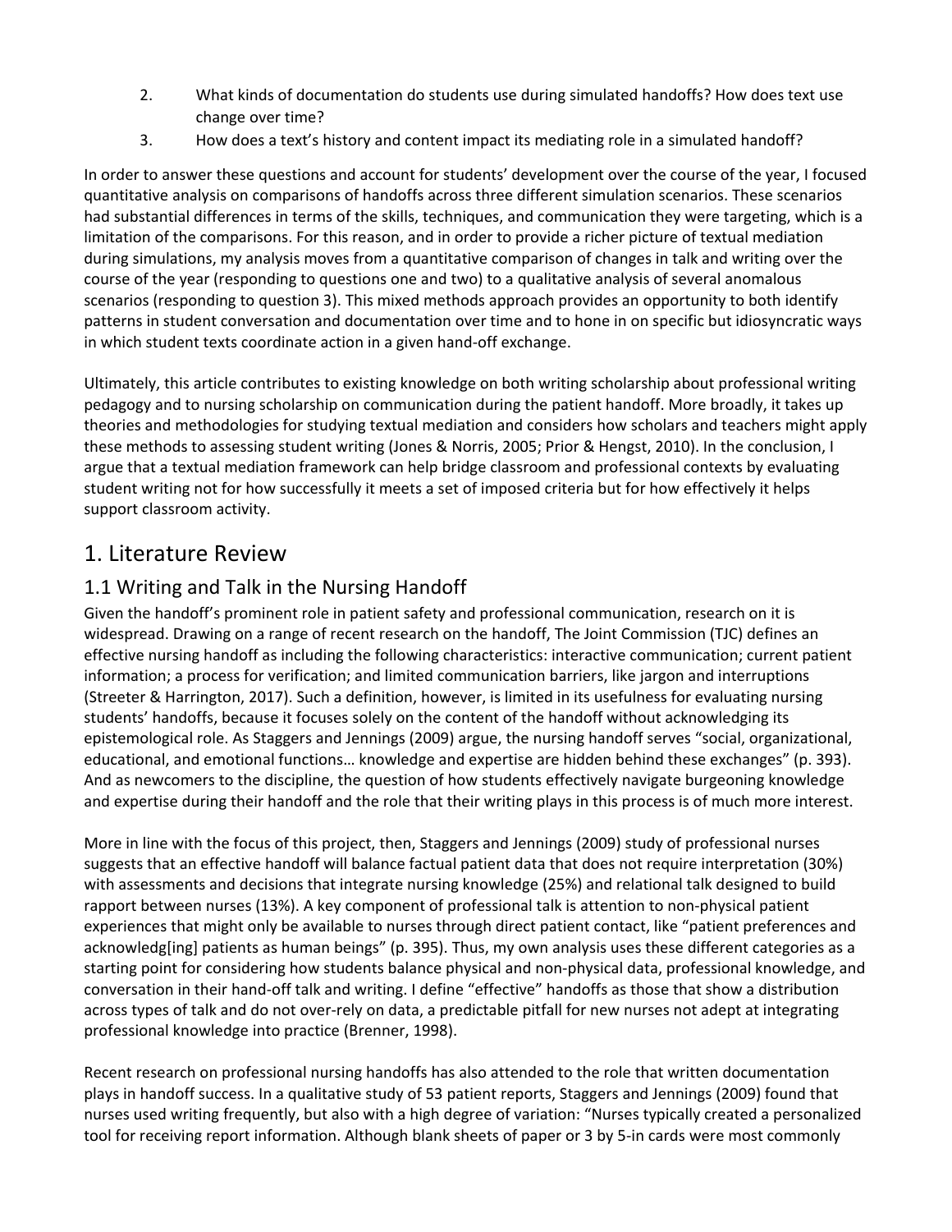2. What kinds of documentation do students use during simulated handoffs? How does text use change over time?
3. How does a text's history and content impact its mediating role in a simulated handoff?

In order to answer these questions and account for students' development over the course of the year, I focused quantitative analysis on comparisons of handoffs across three different simulation scenarios. These scenarios had substantial differences in terms of the skills, techniques, and communication they were targeting, which is a limitation of the comparisons. For this reason, and in order to provide a richer picture of textual mediation during simulations, my analysis moves from a quantitative comparison of changes in talk and writing over the course of the year (responding to questions one and two) to a qualitative analysis of several anomalous scenarios (responding to question 3). This mixed methods approach provides an opportunity to both identify patterns in student conversation and documentation over time and to hone in on specific but idiosyncratic ways in which student texts coordinate action in a given hand-off exchange.

Ultimately, this article contributes to existing knowledge on both writing scholarship about professional writing pedagogy and to nursing scholarship on communication during the patient handoff. More broadly, it takes up theories and methodologies for studying textual mediation and considers how scholars and teachers might apply these methods to assessing student writing (Jones & Norris, 2005; Prior & Hengst, 2010). In the conclusion, I argue that a textual mediation framework can help bridge classroom and professional contexts by evaluating student writing not for how successfully it meets a set of imposed criteria but for how effectively it helps support classroom activity.

# 1. Literature Review

## 1.1 Writing and Talk in the Nursing Handoff

Given the handoff's prominent role in patient safety and professional communication, research on it is widespread. Drawing on a range of recent research on the handoff, The Joint Commission (TJC) defines an effective nursing handoff as including the following characteristics: interactive communication; current patient information; a process for verification; and limited communication barriers, like jargon and interruptions (Streeter & Harrington, 2017). Such a definition, however, is limited in its usefulness for evaluating nursing students' handoffs, because it focuses solely on the content of the handoff without acknowledging its epistemological role. As Staggers and Jennings (2009) argue, the nursing handoff serves "social, organizational, educational, and emotional functions… knowledge and expertise are hidden behind these exchanges" (p. 393). And as newcomers to the discipline, the question of how students effectively navigate burgeoning knowledge and expertise during their handoff and the role that their writing plays in this process is of much more interest.

More in line with the focus of this project, then, Staggers and Jennings (2009) study of professional nurses suggests that an effective handoff will balance factual patient data that does not require interpretation (30%) with assessments and decisions that integrate nursing knowledge (25%) and relational talk designed to build rapport between nurses (13%). A key component of professional talk is attention to non-physical patient experiences that might only be available to nurses through direct patient contact, like "patient preferences and acknowledg[ing] patients as human beings" (p. 395). Thus, my own analysis uses these different categories as a starting point for considering how students balance physical and non-physical data, professional knowledge, and conversation in their hand-off talk and writing. I define "effective" handoffs as those that show a distribution across types of talk and do not over-rely on data, a predictable pitfall for new nurses not adept at integrating professional knowledge into practice (Brenner, 1998).

Recent research on professional nursing handoffs has also attended to the role that written documentation plays in handoff success. In a qualitative study of 53 patient reports, Staggers and Jennings (2009) found that nurses used writing frequently, but also with a high degree of variation: "Nurses typically created a personalized tool for receiving report information. Although blank sheets of paper or 3 by 5-in cards were most commonly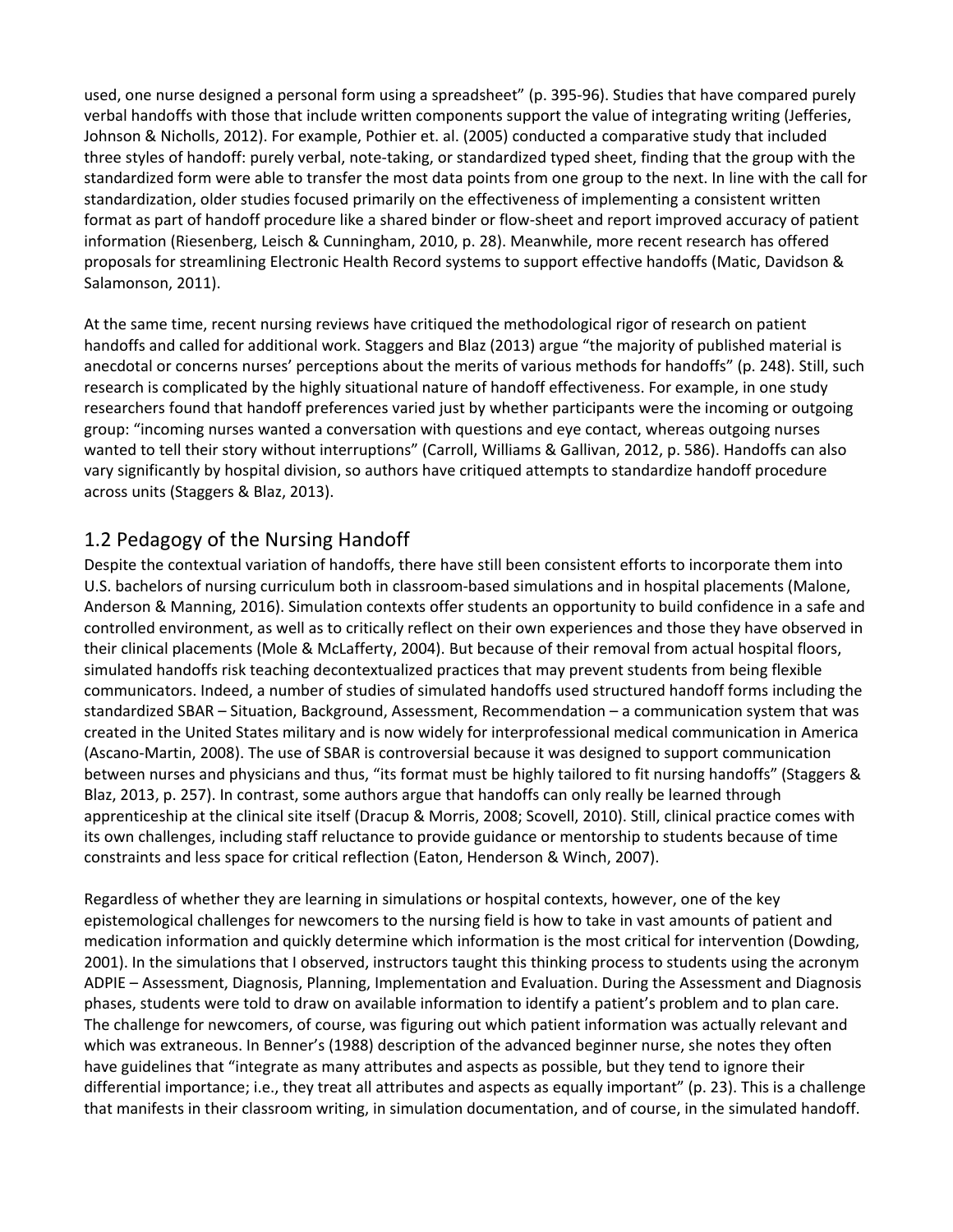used, one nurse designed a personal form using a spreadsheet" (p. 395-96). Studies that have compared purely verbal handoffs with those that include written components support the value of integrating writing (Jefferies, Johnson & Nicholls, 2012). For example, Pothier et. al. (2005) conducted a comparative study that included three styles of handoff: purely verbal, note-taking, or standardized typed sheet, finding that the group with the standardized form were able to transfer the most data points from one group to the next. In line with the call for standardization, older studies focused primarily on the effectiveness of implementing a consistent written format as part of handoff procedure like a shared binder or flow-sheet and report improved accuracy of patient information (Riesenberg, Leisch & Cunningham, 2010, p. 28). Meanwhile, more recent research has offered proposals for streamlining Electronic Health Record systems to support effective handoffs (Matic, Davidson & Salamonson, 2011).

At the same time, recent nursing reviews have critiqued the methodological rigor of research on patient handoffs and called for additional work. Staggers and Blaz (2013) argue "the majority of published material is anecdotal or concerns nurses' perceptions about the merits of various methods for handoffs" (p. 248). Still, such research is complicated by the highly situational nature of handoff effectiveness. For example, in one study researchers found that handoff preferences varied just by whether participants were the incoming or outgoing group: "incoming nurses wanted a conversation with questions and eye contact, whereas outgoing nurses wanted to tell their story without interruptions" (Carroll, Williams & Gallivan, 2012, p. 586). Handoffs can also vary significantly by hospital division, so authors have critiqued attempts to standardize handoff procedure across units (Staggers & Blaz, 2013).

## 1.2 Pedagogy of the Nursing Handoff

Despite the contextual variation of handoffs, there have still been consistent efforts to incorporate them into U.S. bachelors of nursing curriculum both in classroom-based simulations and in hospital placements (Malone, Anderson & Manning, 2016). Simulation contexts offer students an opportunity to build confidence in a safe and controlled environment, as well as to critically reflect on their own experiences and those they have observed in their clinical placements (Mole & McLafferty, 2004). But because of their removal from actual hospital floors, simulated handoffs risk teaching decontextualized practices that may prevent students from being flexible communicators. Indeed, a number of studies of simulated handoffs used structured handoff forms including the standardized SBAR – Situation, Background, Assessment, Recommendation – a communication system that was created in the United States military and is now widely for interprofessional medical communication in America (Ascano-Martin, 2008). The use of SBAR is controversial because it was designed to support communication between nurses and physicians and thus, "its format must be highly tailored to fit nursing handoffs" (Staggers & Blaz, 2013, p. 257). In contrast, some authors argue that handoffs can only really be learned through apprenticeship at the clinical site itself (Dracup & Morris, 2008; Scovell, 2010). Still, clinical practice comes with its own challenges, including staff reluctance to provide guidance or mentorship to students because of time constraints and less space for critical reflection (Eaton, Henderson & Winch, 2007).

Regardless of whether they are learning in simulations or hospital contexts, however, one of the key epistemological challenges for newcomers to the nursing field is how to take in vast amounts of patient and medication information and quickly determine which information is the most critical for intervention (Dowding, 2001). In the simulations that I observed, instructors taught this thinking process to students using the acronym ADPIE – Assessment, Diagnosis, Planning, Implementation and Evaluation. During the Assessment and Diagnosis phases, students were told to draw on available information to identify a patient's problem and to plan care. The challenge for newcomers, of course, was figuring out which patient information was actually relevant and which was extraneous. In Benner's (1988) description of the advanced beginner nurse, she notes they often have guidelines that "integrate as many attributes and aspects as possible, but they tend to ignore their differential importance; i.e., they treat all attributes and aspects as equally important" (p. 23). This is a challenge that manifests in their classroom writing, in simulation documentation, and of course, in the simulated handoff.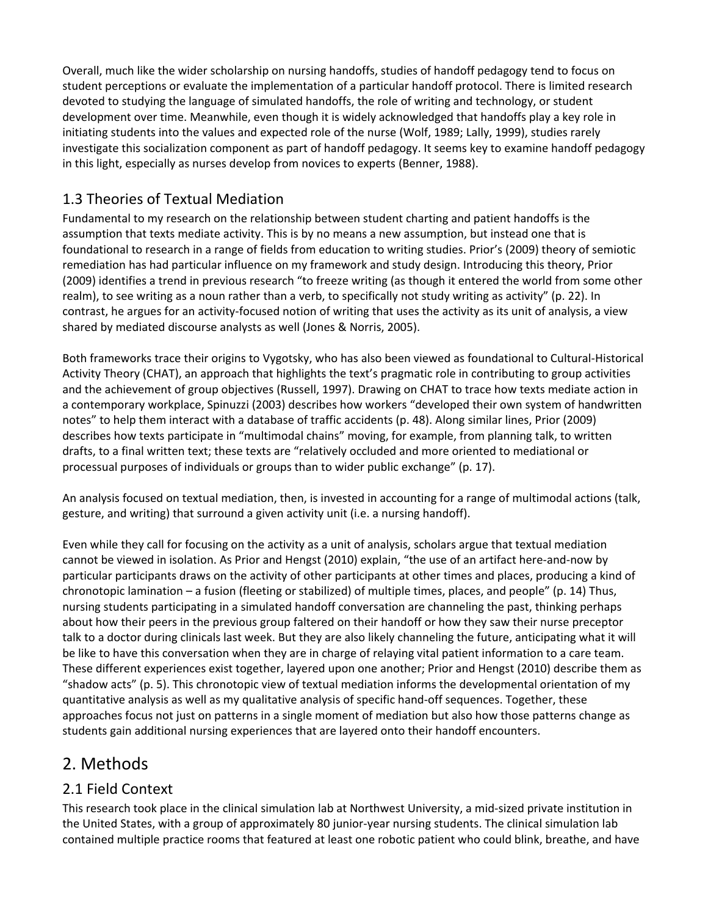Overall, much like the wider scholarship on nursing handoffs, studies of handoff pedagogy tend to focus on student perceptions or evaluate the implementation of a particular handoff protocol. There is limited research devoted to studying the language of simulated handoffs, the role of writing and technology, or student development over time. Meanwhile, even though it is widely acknowledged that handoffs play a key role in initiating students into the values and expected role of the nurse (Wolf, 1989; Lally, 1999), studies rarely investigate this socialization component as part of handoff pedagogy. It seems key to examine handoff pedagogy in this light, especially as nurses develop from novices to experts (Benner, 1988).

## 1.3 Theories of Textual Mediation

Fundamental to my research on the relationship between student charting and patient handoffs is the assumption that texts mediate activity. This is by no means a new assumption, but instead one that is foundational to research in a range of fields from education to writing studies. Prior's (2009) theory of semiotic remediation has had particular influence on my framework and study design. Introducing this theory, Prior (2009) identifies a trend in previous research "to freeze writing (as though it entered the world from some other realm), to see writing as a noun rather than a verb, to specifically not study writing as activity" (p. 22). In contrast, he argues for an activity-focused notion of writing that uses the activity as its unit of analysis, a view shared by mediated discourse analysts as well (Jones & Norris, 2005).

Both frameworks trace their origins to Vygotsky, who has also been viewed as foundational to Cultural-Historical Activity Theory (CHAT), an approach that highlights the text's pragmatic role in contributing to group activities and the achievement of group objectives (Russell, 1997). Drawing on CHAT to trace how texts mediate action in a contemporary workplace, Spinuzzi (2003) describes how workers "developed their own system of handwritten notes" to help them interact with a database of traffic accidents (p. 48). Along similar lines, Prior (2009) describes how texts participate in "multimodal chains" moving, for example, from planning talk, to written drafts, to a final written text; these texts are "relatively occluded and more oriented to mediational or processual purposes of individuals or groups than to wider public exchange" (p. 17).

An analysis focused on textual mediation, then, is invested in accounting for a range of multimodal actions (talk, gesture, and writing) that surround a given activity unit (i.e. a nursing handoff).

Even while they call for focusing on the activity as a unit of analysis, scholars argue that textual mediation cannot be viewed in isolation. As Prior and Hengst (2010) explain, "the use of an artifact here-and-now by particular participants draws on the activity of other participants at other times and places, producing a kind of chronotopic lamination – a fusion (fleeting or stabilized) of multiple times, places, and people" (p. 14) Thus, nursing students participating in a simulated handoff conversation are channeling the past, thinking perhaps about how their peers in the previous group faltered on their handoff or how they saw their nurse preceptor talk to a doctor during clinicals last week. But they are also likely channeling the future, anticipating what it will be like to have this conversation when they are in charge of relaying vital patient information to a care team. These different experiences exist together, layered upon one another; Prior and Hengst (2010) describe them as "shadow acts" (p. 5). This chronotopic view of textual mediation informs the developmental orientation of my quantitative analysis as well as my qualitative analysis of specific hand-off sequences. Together, these approaches focus not just on patterns in a single moment of mediation but also how those patterns change as students gain additional nursing experiences that are layered onto their handoff encounters.

# 2. Methods

## 2.1 Field Context

This research took place in the clinical simulation lab at Northwest University, a mid-sized private institution in the United States, with a group of approximately 80 junior-year nursing students. The clinical simulation lab contained multiple practice rooms that featured at least one robotic patient who could blink, breathe, and have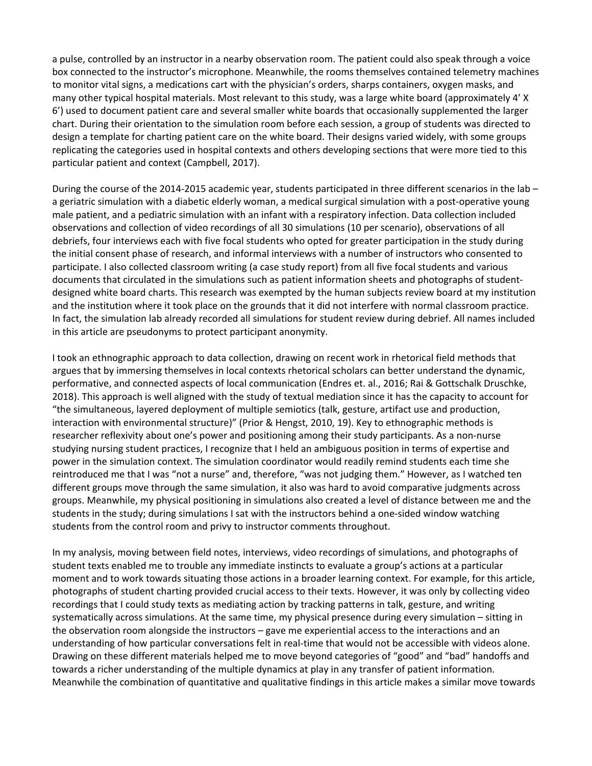a pulse, controlled by an instructor in a nearby observation room. The patient could also speak through a voice box connected to the instructor's microphone. Meanwhile, the rooms themselves contained telemetry machines to monitor vital signs, a medications cart with the physician's orders, sharps containers, oxygen masks, and many other typical hospital materials. Most relevant to this study, was a large white board (approximately 4' X 6') used to document patient care and several smaller white boards that occasionally supplemented the larger chart. During their orientation to the simulation room before each session, a group of students was directed to design a template for charting patient care on the white board. Their designs varied widely, with some groups replicating the categories used in hospital contexts and others developing sections that were more tied to this particular patient and context (Campbell, 2017).

During the course of the 2014-2015 academic year, students participated in three different scenarios in the lab – a geriatric simulation with a diabetic elderly woman, a medical surgical simulation with a post-operative young male patient, and a pediatric simulation with an infant with a respiratory infection. Data collection included observations and collection of video recordings of all 30 simulations (10 per scenario), observations of all debriefs, four interviews each with five focal students who opted for greater participation in the study during the initial consent phase of research, and informal interviews with a number of instructors who consented to participate. I also collected classroom writing (a case study report) from all five focal students and various documents that circulated in the simulations such as patient information sheets and photographs of student-designed white board charts. This research was exempted by the human subjects review board at my institution and the institution where it took place on the grounds that it did not interfere with normal classroom practice. In fact, the simulation lab already recorded all simulations for student review during debrief. All names included in this article are pseudonyms to protect participant anonymity.

I took an ethnographic approach to data collection, drawing on recent work in rhetorical field methods that argues that by immersing themselves in local contexts rhetorical scholars can better understand the dynamic, performative, and connected aspects of local communication (Endres et. al., 2016; Rai & Gottschalk Druschke, 2018). This approach is well aligned with the study of textual mediation since it has the capacity to account for "the simultaneous, layered deployment of multiple semiotics (talk, gesture, artifact use and production, interaction with environmental structure)" (Prior & Hengst, 2010, 19). Key to ethnographic methods is researcher reflexivity about one's power and positioning among their study participants. As a non-nurse studying nursing student practices, I recognize that I held an ambiguous position in terms of expertise and power in the simulation context. The simulation coordinator would readily remind students each time she reintroduced me that I was "not a nurse" and, therefore, "was not judging them." However, as I watched ten different groups move through the same simulation, it also was hard to avoid comparative judgments across groups. Meanwhile, my physical positioning in simulations also created a level of distance between me and the students in the study; during simulations I sat with the instructors behind a one-sided window watching students from the control room and privy to instructor comments throughout.

In my analysis, moving between field notes, interviews, video recordings of simulations, and photographs of student texts enabled me to trouble any immediate instincts to evaluate a group's actions at a particular moment and to work towards situating those actions in a broader learning context. For example, for this article, photographs of student charting provided crucial access to their texts. However, it was only by collecting video recordings that I could study texts as mediating action by tracking patterns in talk, gesture, and writing systematically across simulations. At the same time, my physical presence during every simulation – sitting in the observation room alongside the instructors – gave me experiential access to the interactions and an understanding of how particular conversations felt in real-time that would not be accessible with videos alone. Drawing on these different materials helped me to move beyond categories of "good" and "bad" handoffs and towards a richer understanding of the multiple dynamics at play in any transfer of patient information. Meanwhile the combination of quantitative and qualitative findings in this article makes a similar move towards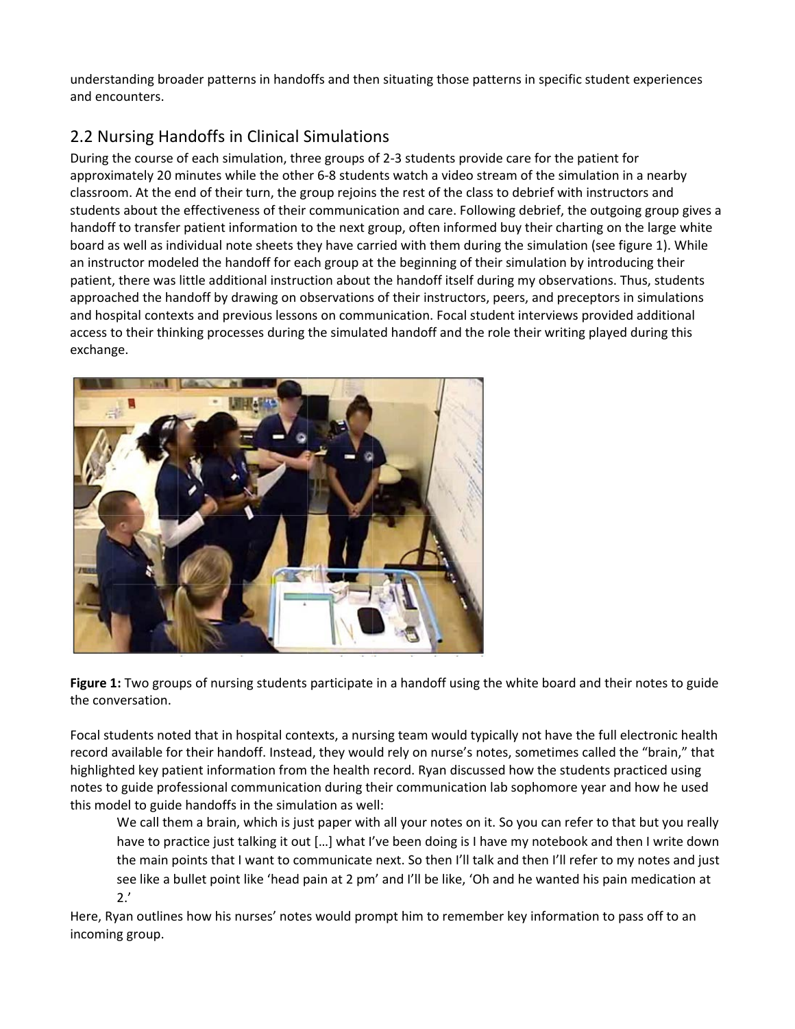understanding broader patterns in handoffs and then situating those patterns in specific student experiences and encounters.

## 2.2 Nursing Handoffs in Clinical Simulations

During the course of each simulation, three groups of 2-3 students provide care for the patient for approximately 20 minutes while the other 6-8 students watch a video stream of the simulation in a nearby classroom. At the end of their turn, the group rejoins the rest of the class to debrief with instructors and students about the effectiveness of their communication and care. Following debrief, the outgoing group gives a handoff to transfer patient information to the next group, often informed buy their charting on the large white board as well as individual note sheets they have carried with them during the simulation (see figure 1). While an instructor modeled the handoff for each group at the beginning of their simulation by introducing their patient, there was little additional instruction about the handoff itself during my observations. Thus, students approached the handoff by drawing on observations of their instructors, peers, and preceptors in simulations and hospital contexts and previous lessons on communication. Focal student interviews provided additional access to their thinking processes during the simulated handoff and the role their writing played during this exchange.

**Figure 1:** Two groups of nursing students participate in a handoff using the white board and their notes to guide the conversation.

Focal students noted that in hospital contexts, a nursing team would typically not have the full electronic health record available for their handoff. Instead, they would rely on nurse's notes, sometimes called the "brain," that highlighted key patient information from the health record. Ryan discussed how the students practiced using notes to guide professional communication during their communication lab sophomore year and how he used this model to guide handoffs in the simulation as well:

> We call them a brain, which is just paper with all your notes on it. So you can refer to that but you really have to practice just talking it out […] what I've been doing is I have my notebook and then I write down the main points that I want to communicate next. So then I'll talk and then I'll refer to my notes and just see like a bullet point like 'head pain at 2 pm' and I'll be like, 'Oh and he wanted his pain medication at 2.'

Here, Ryan outlines how his nurses' notes would prompt him to remember key information to pass off to an incoming group.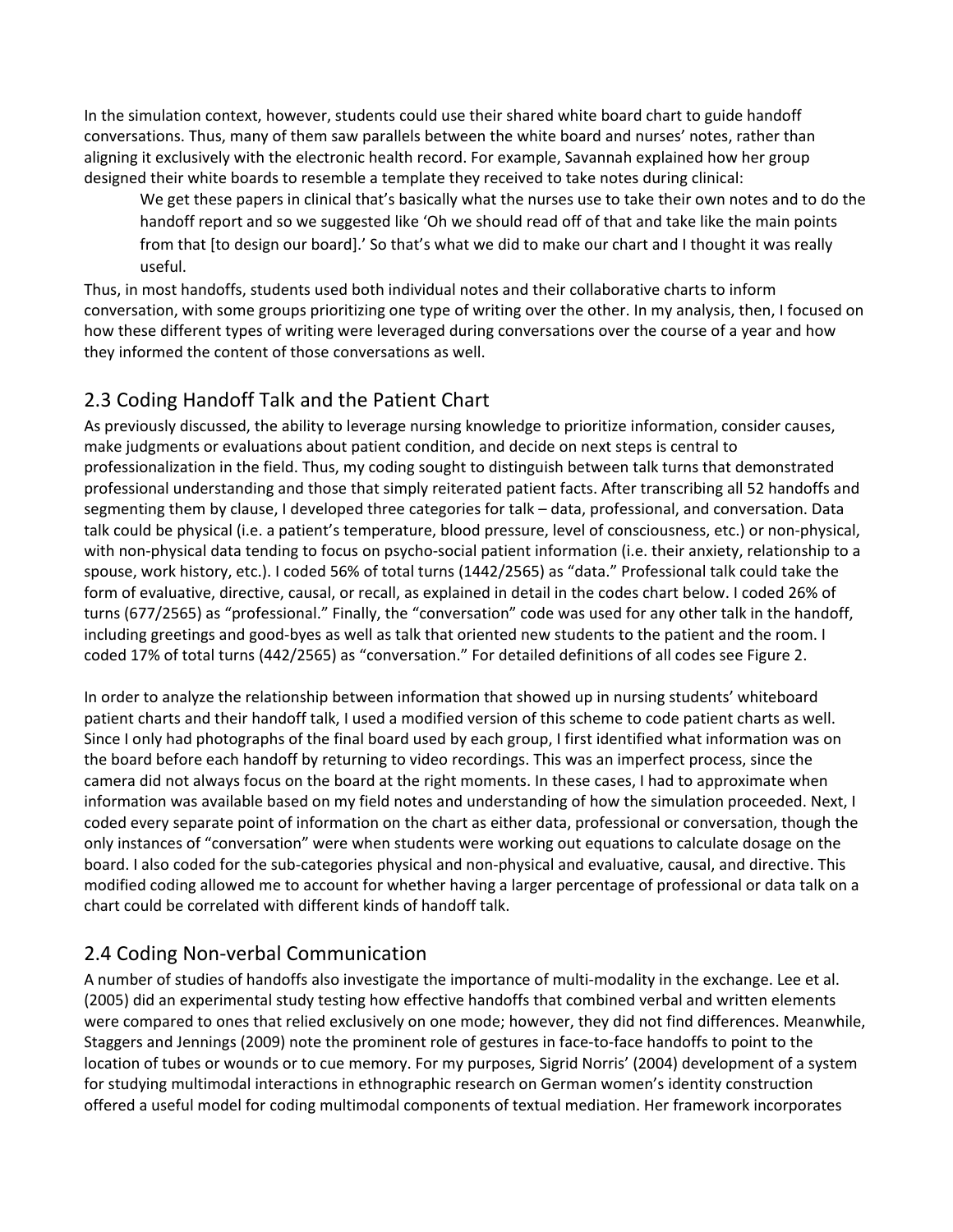In the simulation context, however, students could use their shared white board chart to guide handoff conversations. Thus, many of them saw parallels between the white board and nurses' notes, rather than aligning it exclusively with the electronic health record. For example, Savannah explained how her group designed their white boards to resemble a template they received to take notes during clinical:

> We get these papers in clinical that's basically what the nurses use to take their own notes and to do the handoff report and so we suggested like 'Oh we should read off of that and take like the main points from that [to design our board].' So that's what we did to make our chart and I thought it was really useful.

Thus, in most handoffs, students used both individual notes and their collaborative charts to inform conversation, with some groups prioritizing one type of writing over the other. In my analysis, then, I focused on how these different types of writing were leveraged during conversations over the course of a year and how they informed the content of those conversations as well.

## 2.3 Coding Handoff Talk and the Patient Chart

As previously discussed, the ability to leverage nursing knowledge to prioritize information, consider causes, make judgments or evaluations about patient condition, and decide on next steps is central to professionalization in the field. Thus, my coding sought to distinguish between talk turns that demonstrated professional understanding and those that simply reiterated patient facts. After transcribing all 52 handoffs and segmenting them by clause, I developed three categories for talk – data, professional, and conversation. Data talk could be physical (i.e. a patient's temperature, blood pressure, level of consciousness, etc.) or non-physical, with non-physical data tending to focus on psycho-social patient information (i.e. their anxiety, relationship to a spouse, work history, etc.). I coded 56% of total turns (1442/2565) as "data." Professional talk could take the form of evaluative, directive, causal, or recall, as explained in detail in the codes chart below. I coded 26% of turns (677/2565) as "professional." Finally, the "conversation" code was used for any other talk in the handoff, including greetings and good-byes as well as talk that oriented new students to the patient and the room. I coded 17% of total turns (442/2565) as "conversation." For detailed definitions of all codes see Figure 2.

In order to analyze the relationship between information that showed up in nursing students' whiteboard patient charts and their handoff talk, I used a modified version of this scheme to code patient charts as well. Since I only had photographs of the final board used by each group, I first identified what information was on the board before each handoff by returning to video recordings. This was an imperfect process, since the camera did not always focus on the board at the right moments. In these cases, I had to approximate when information was available based on my field notes and understanding of how the simulation proceeded. Next, I coded every separate point of information on the chart as either data, professional or conversation, though the only instances of "conversation" were when students were working out equations to calculate dosage on the board. I also coded for the sub-categories physical and non-physical and evaluative, causal, and directive. This modified coding allowed me to account for whether having a larger percentage of professional or data talk on a chart could be correlated with different kinds of handoff talk.

## 2.4 Coding Non-verbal Communication

A number of studies of handoffs also investigate the importance of multi-modality in the exchange. Lee et al. (2005) did an experimental study testing how effective handoffs that combined verbal and written elements were compared to ones that relied exclusively on one mode; however, they did not find differences. Meanwhile, Staggers and Jennings (2009) note the prominent role of gestures in face-to-face handoffs to point to the location of tubes or wounds or to cue memory. For my purposes, Sigrid Norris' (2004) development of a system for studying multimodal interactions in ethnographic research on German women's identity construction offered a useful model for coding multimodal components of textual mediation. Her framework incorporates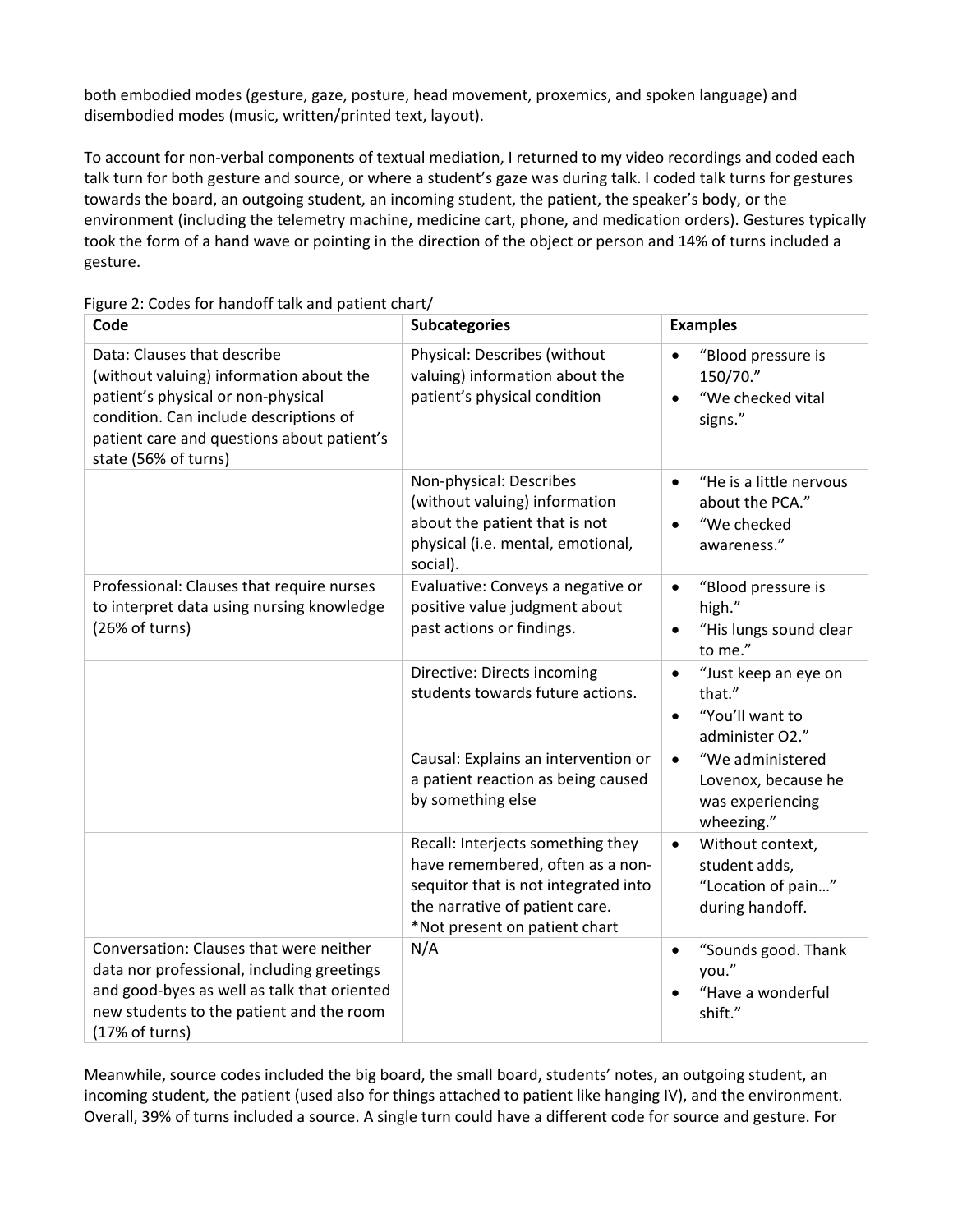both embodied modes (gesture, gaze, posture, head movement, proxemics, and spoken language) and disembodied modes (music, written/printed text, layout).

To account for non-verbal components of textual mediation, I returned to my video recordings and coded each talk turn for both gesture and source, or where a student's gaze was during talk. I coded talk turns for gestures towards the board, an outgoing student, an incoming student, the patient, the speaker's body, or the environment (including the telemetry machine, medicine cart, phone, and medication orders). Gestures typically took the form of a hand wave or pointing in the direction of the object or person and 14% of turns included a gesture.

Figure 2: Codes for handoff talk and patient chart/

| Code | Subcategories | Examples |
|---|---|---|
| Data: Clauses that describe (without valuing) information about the patient's physical or non-physical condition. Can include descriptions of patient care and questions about patient's state (56% of turns) | Physical: Describes (without valuing) information about the patient's physical condition | • "Blood pressure is 150/70." • "We checked vital signs." |
| | Non-physical: Describes (without valuing) information about the patient that is not physical (i.e. mental, emotional, social). | • "He is a little nervous about the PCA." • "We checked awareness." |
| Professional: Clauses that require nurses to interpret data using nursing knowledge (26% of turns) | Evaluative: Conveys a negative or positive value judgment about past actions or findings. | • "Blood pressure is high." • "His lungs sound clear to me." |
| | Directive: Directs incoming students towards future actions. | • "Just keep an eye on that." • "You'll want to administer O2." |
| | Causal: Explains an intervention or a patient reaction as being caused by something else | • "We administered Lovenox, because he was experiencing wheezing." |
| | Recall: Interjects something they have remembered, often as a non-sequitor that is not integrated into the narrative of patient care. *Not present on patient chart | • Without context, student adds, "Location of pain…" during handoff. |
| Conversation: Clauses that were neither data nor professional, including greetings and good-byes as well as talk that oriented new students to the patient and the room (17% of turns) | N/A | • "Sounds good. Thank you." • "Have a wonderful shift." |

Meanwhile, source codes included the big board, the small board, students' notes, an outgoing student, an incoming student, the patient (used also for things attached to patient like hanging IV), and the environment. Overall, 39% of turns included a source. A single turn could have a different code for source and gesture. For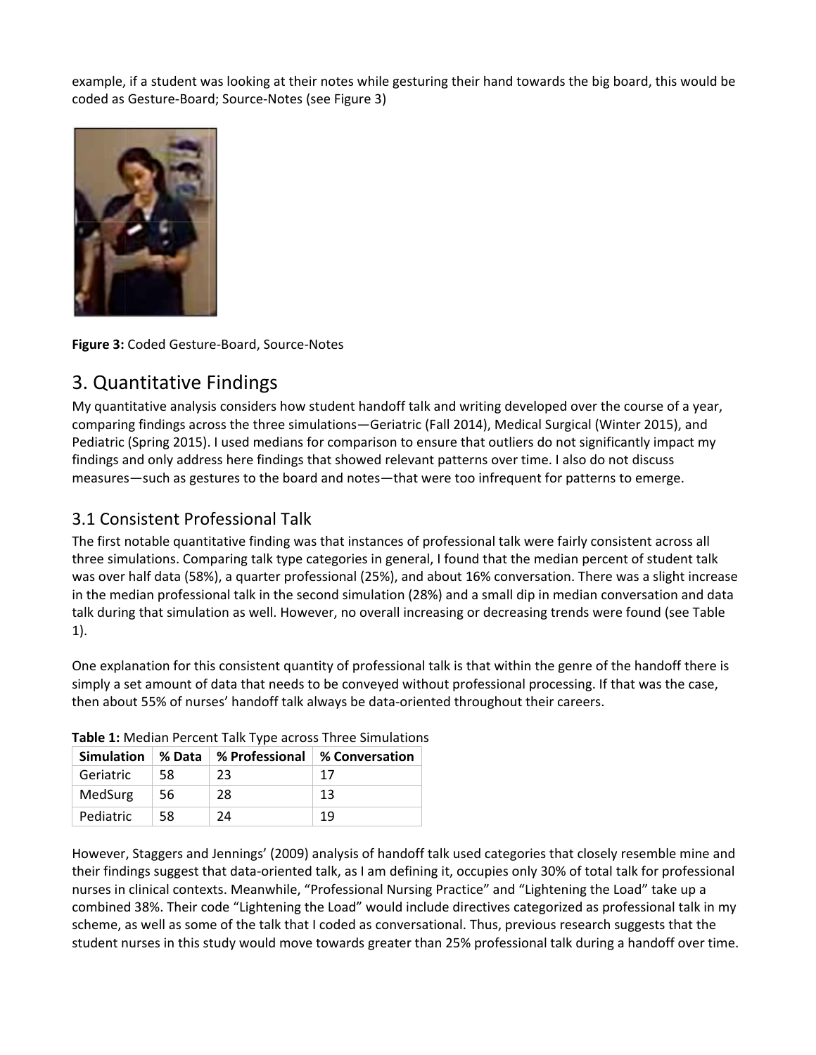example, if a student was looking at their notes while gesturing their hand towards the big board, this would be coded as Gesture-Board; Source-Notes (see Figure 3)

**Figure 3:** Coded Gesture-Board, Source-Notes

## 3. Quantitative Findings

My quantitative analysis considers how student handoff talk and writing developed over the course of a year, comparing findings across the three simulations—Geriatric (Fall 2014), Medical Surgical (Winter 2015), and Pediatric (Spring 2015). I used medians for comparison to ensure that outliers do not significantly impact my findings and only address here findings that showed relevant patterns over time. I also do not discuss measures—such as gestures to the board and notes—that were too infrequent for patterns to emerge.

### 3.1 Consistent Professional Talk

The first notable quantitative finding was that instances of professional talk were fairly consistent across all three simulations. Comparing talk type categories in general, I found that the median percent of student talk was over half data (58%), a quarter professional (25%), and about 16% conversation. There was a slight increase in the median professional talk in the second simulation (28%) and a small dip in median conversation and data talk during that simulation as well. However, no overall increasing or decreasing trends were found (see Table 1).

One explanation for this consistent quantity of professional talk is that within the genre of the handoff there is simply a set amount of data that needs to be conveyed without professional processing. If that was the case, then about 55% of nurses' handoff talk always be data-oriented throughout their careers.

**Table 1:** Median Percent Talk Type across Three Simulations

| Simulation | % Data | % Professional | % Conversation |
|---|---|---|---|
| Geriatric | 58 | 23 | 17 |
| MedSurg | 56 | 28 | 13 |
| Pediatric | 58 | 24 | 19 |

However, Staggers and Jennings' (2009) analysis of handoff talk used categories that closely resemble mine and their findings suggest that data-oriented talk, as I am defining it, occupies only 30% of total talk for professional nurses in clinical contexts. Meanwhile, "Professional Nursing Practice" and "Lightening the Load" take up a combined 38%. Their code "Lightening the Load" would include directives categorized as professional talk in my scheme, as well as some of the talk that I coded as conversational. Thus, previous research suggests that the student nurses in this study would move towards greater than 25% professional talk during a handoff over time.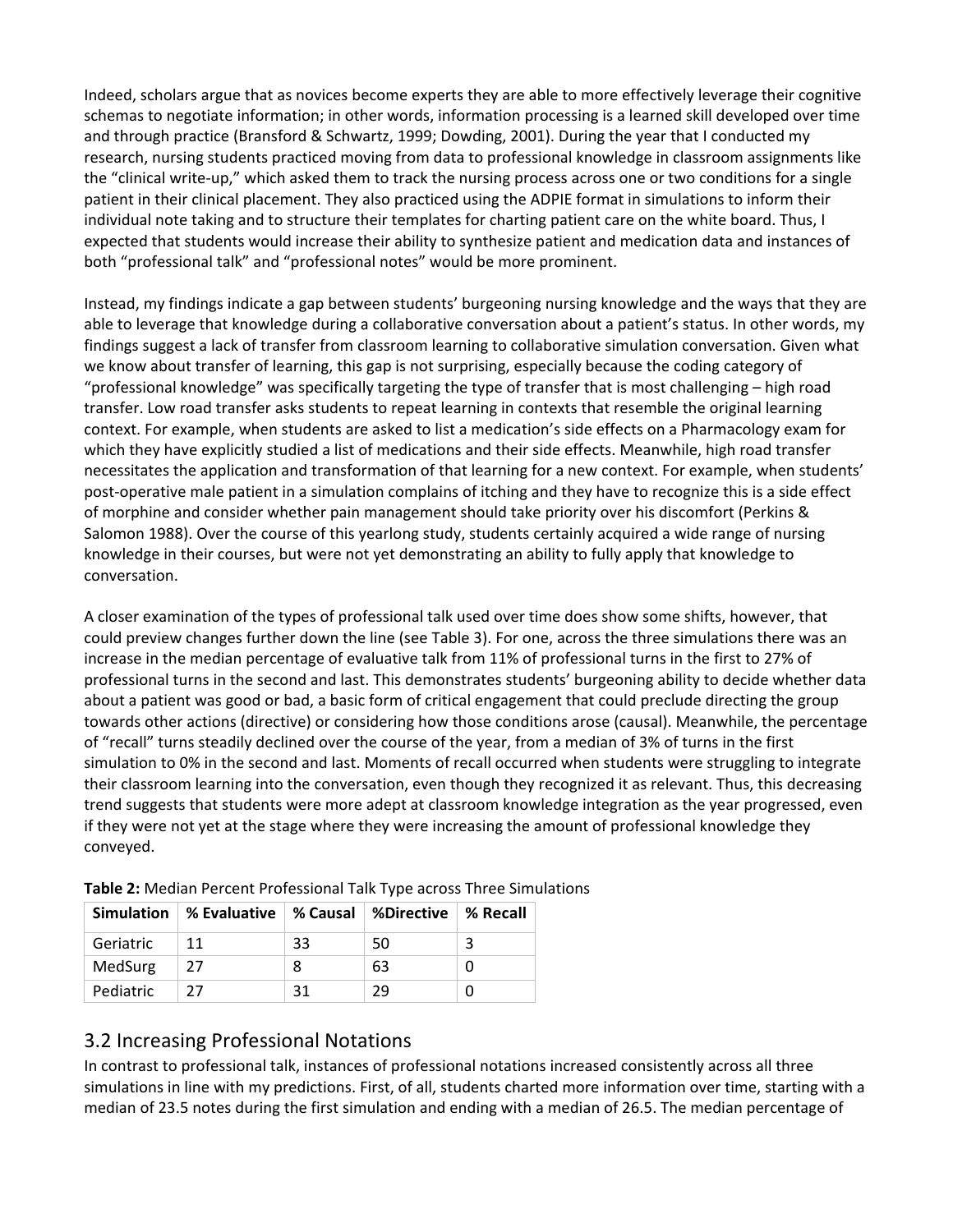Indeed, scholars argue that as novices become experts they are able to more effectively leverage their cognitive schemas to negotiate information; in other words, information processing is a learned skill developed over time and through practice (Bransford & Schwartz, 1999; Dowding, 2001). During the year that I conducted my research, nursing students practiced moving from data to professional knowledge in classroom assignments like the "clinical write-up," which asked them to track the nursing process across one or two conditions for a single patient in their clinical placement. They also practiced using the ADPIE format in simulations to inform their individual note taking and to structure their templates for charting patient care on the white board. Thus, I expected that students would increase their ability to synthesize patient and medication data and instances of both "professional talk" and "professional notes" would be more prominent.

Instead, my findings indicate a gap between students' burgeoning nursing knowledge and the ways that they are able to leverage that knowledge during a collaborative conversation about a patient's status. In other words, my findings suggest a lack of transfer from classroom learning to collaborative simulation conversation. Given what we know about transfer of learning, this gap is not surprising, especially because the coding category of "professional knowledge" was specifically targeting the type of transfer that is most challenging – high road transfer. Low road transfer asks students to repeat learning in contexts that resemble the original learning context. For example, when students are asked to list a medication's side effects on a Pharmacology exam for which they have explicitly studied a list of medications and their side effects. Meanwhile, high road transfer necessitates the application and transformation of that learning for a new context. For example, when students' post-operative male patient in a simulation complains of itching and they have to recognize this is a side effect of morphine and consider whether pain management should take priority over his discomfort (Perkins & Salomon 1988). Over the course of this yearlong study, students certainly acquired a wide range of nursing knowledge in their courses, but were not yet demonstrating an ability to fully apply that knowledge to conversation.

A closer examination of the types of professional talk used over time does show some shifts, however, that could preview changes further down the line (see Table 3). For one, across the three simulations there was an increase in the median percentage of evaluative talk from 11% of professional turns in the first to 27% of professional turns in the second and last. This demonstrates students' burgeoning ability to decide whether data about a patient was good or bad, a basic form of critical engagement that could preclude directing the group towards other actions (directive) or considering how those conditions arose (causal). Meanwhile, the percentage of "recall" turns steadily declined over the course of the year, from a median of 3% of turns in the first simulation to 0% in the second and last. Moments of recall occurred when students were struggling to integrate their classroom learning into the conversation, even though they recognized it as relevant. Thus, this decreasing trend suggests that students were more adept at classroom knowledge integration as the year progressed, even if they were not yet at the stage where they were increasing the amount of professional knowledge they conveyed.

**Table 2:** Median Percent Professional Talk Type across Three Simulations

| Simulation | % Evaluative | % Causal | %Directive | % Recall |
|---|---|---|---|---|
| Geriatric | 11 | 33 | 50 | 3 |
| MedSurg | 27 | 8 | 63 | 0 |
| Pediatric | 27 | 31 | 29 | 0 |

## 3.2 Increasing Professional Notations

In contrast to professional talk, instances of professional notations increased consistently across all three simulations in line with my predictions. First, of all, students charted more information over time, starting with a median of 23.5 notes during the first simulation and ending with a median of 26.5. The median percentage of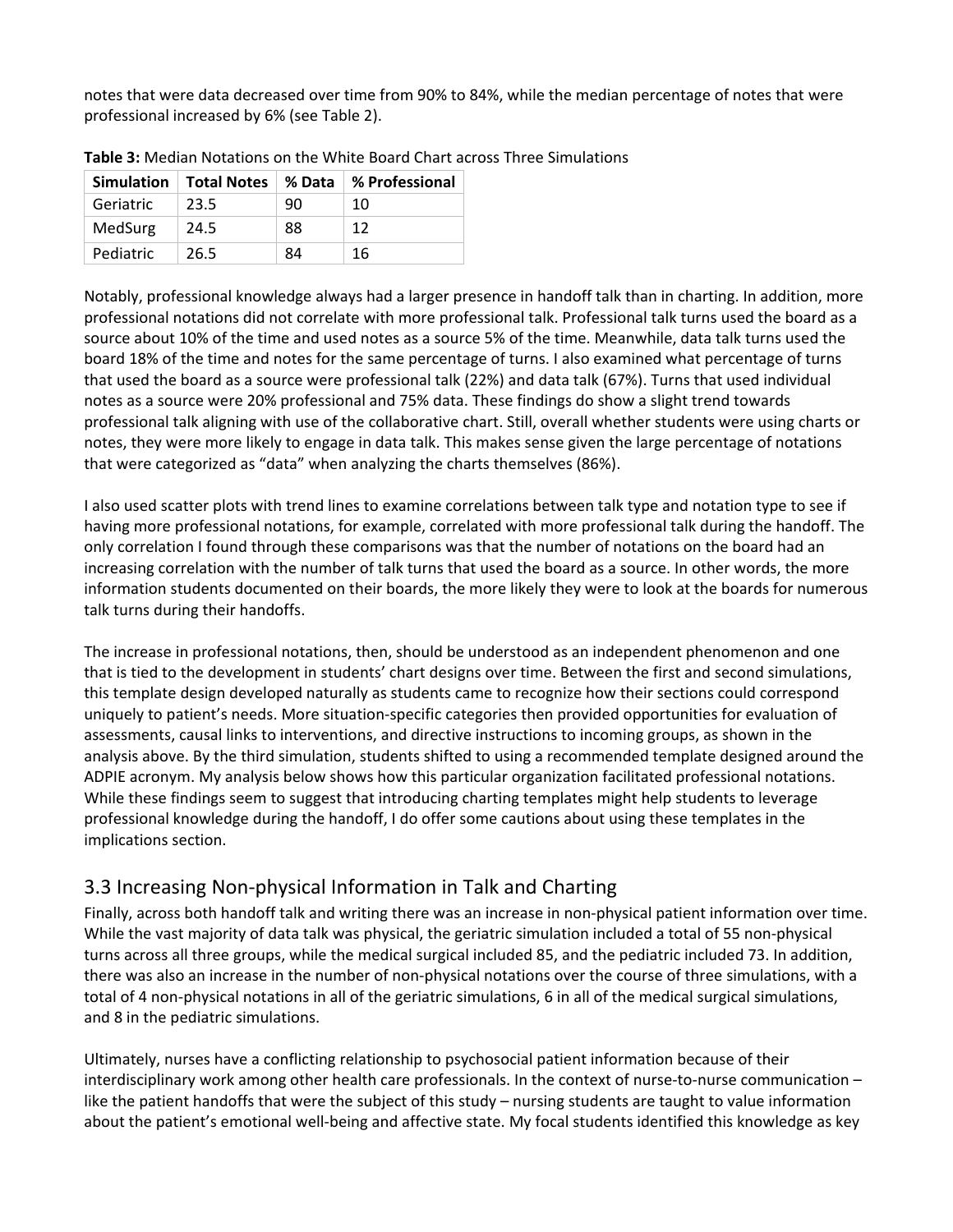notes that were data decreased over time from 90% to 84%, while the median percentage of notes that were professional increased by 6% (see Table 2).

**Table 3:** Median Notations on the White Board Chart across Three Simulations

| Simulation | Total Notes | % Data | % Professional |
|---|---|---|---|
| Geriatric | 23.5 | 90 | 10 |
| MedSurg | 24.5 | 88 | 12 |
| Pediatric | 26.5 | 84 | 16 |

Notably, professional knowledge always had a larger presence in handoff talk than in charting. In addition, more professional notations did not correlate with more professional talk. Professional talk turns used the board as a source about 10% of the time and used notes as a source 5% of the time. Meanwhile, data talk turns used the board 18% of the time and notes for the same percentage of turns. I also examined what percentage of turns that used the board as a source were professional talk (22%) and data talk (67%). Turns that used individual notes as a source were 20% professional and 75% data. These findings do show a slight trend towards professional talk aligning with use of the collaborative chart. Still, overall whether students were using charts or notes, they were more likely to engage in data talk. This makes sense given the large percentage of notations that were categorized as "data" when analyzing the charts themselves (86%).

I also used scatter plots with trend lines to examine correlations between talk type and notation type to see if having more professional notations, for example, correlated with more professional talk during the handoff. The only correlation I found through these comparisons was that the number of notations on the board had an increasing correlation with the number of talk turns that used the board as a source. In other words, the more information students documented on their boards, the more likely they were to look at the boards for numerous talk turns during their handoffs.

The increase in professional notations, then, should be understood as an independent phenomenon and one that is tied to the development in students' chart designs over time. Between the first and second simulations, this template design developed naturally as students came to recognize how their sections could correspond uniquely to patient's needs. More situation-specific categories then provided opportunities for evaluation of assessments, causal links to interventions, and directive instructions to incoming groups, as shown in the analysis above. By the third simulation, students shifted to using a recommended template designed around the ADPIE acronym. My analysis below shows how this particular organization facilitated professional notations. While these findings seem to suggest that introducing charting templates might help students to leverage professional knowledge during the handoff, I do offer some cautions about using these templates in the implications section.

## 3.3 Increasing Non-physical Information in Talk and Charting

Finally, across both handoff talk and writing there was an increase in non-physical patient information over time. While the vast majority of data talk was physical, the geriatric simulation included a total of 55 non-physical turns across all three groups, while the medical surgical included 85, and the pediatric included 73. In addition, there was also an increase in the number of non-physical notations over the course of three simulations, with a total of 4 non-physical notations in all of the geriatric simulations, 6 in all of the medical surgical simulations, and 8 in the pediatric simulations.

Ultimately, nurses have a conflicting relationship to psychosocial patient information because of their interdisciplinary work among other health care professionals. In the context of nurse-to-nurse communication – like the patient handoffs that were the subject of this study – nursing students are taught to value information about the patient's emotional well-being and affective state. My focal students identified this knowledge as key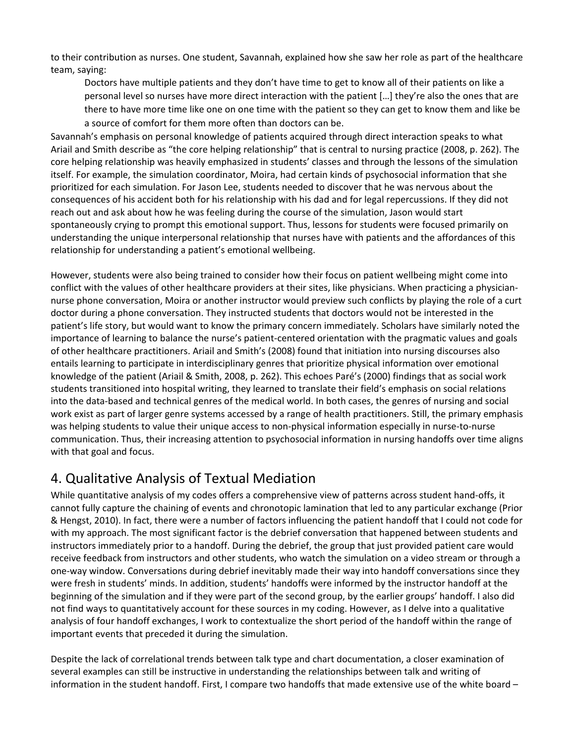to their contribution as nurses. One student, Savannah, explained how she saw her role as part of the healthcare team, saying:

> Doctors have multiple patients and they don't have time to get to know all of their patients on like a personal level so nurses have more direct interaction with the patient […] they're also the ones that are there to have more time like one on one time with the patient so they can get to know them and like be a source of comfort for them more often than doctors can be.

Savannah's emphasis on personal knowledge of patients acquired through direct interaction speaks to what Ariail and Smith describe as "the core helping relationship" that is central to nursing practice (2008, p. 262). The core helping relationship was heavily emphasized in students' classes and through the lessons of the simulation itself. For example, the simulation coordinator, Moira, had certain kinds of psychosocial information that she prioritized for each simulation. For Jason Lee, students needed to discover that he was nervous about the consequences of his accident both for his relationship with his dad and for legal repercussions. If they did not reach out and ask about how he was feeling during the course of the simulation, Jason would start spontaneously crying to prompt this emotional support. Thus, lessons for students were focused primarily on understanding the unique interpersonal relationship that nurses have with patients and the affordances of this relationship for understanding a patient's emotional wellbeing.

However, students were also being trained to consider how their focus on patient wellbeing might come into conflict with the values of other healthcare providers at their sites, like physicians. When practicing a physician-nurse phone conversation, Moira or another instructor would preview such conflicts by playing the role of a curt doctor during a phone conversation. They instructed students that doctors would not be interested in the patient's life story, but would want to know the primary concern immediately. Scholars have similarly noted the importance of learning to balance the nurse's patient-centered orientation with the pragmatic values and goals of other healthcare practitioners. Ariail and Smith's (2008) found that initiation into nursing discourses also entails learning to participate in interdisciplinary genres that prioritize physical information over emotional knowledge of the patient (Ariail & Smith, 2008, p. 262). This echoes Paré's (2000) findings that as social work students transitioned into hospital writing, they learned to translate their field's emphasis on social relations into the data-based and technical genres of the medical world. In both cases, the genres of nursing and social work exist as part of larger genre systems accessed by a range of health practitioners. Still, the primary emphasis was helping students to value their unique access to non-physical information especially in nurse-to-nurse communication. Thus, their increasing attention to psychosocial information in nursing handoffs over time aligns with that goal and focus.

# 4. Qualitative Analysis of Textual Mediation

While quantitative analysis of my codes offers a comprehensive view of patterns across student hand-offs, it cannot fully capture the chaining of events and chronotopic lamination that led to any particular exchange (Prior & Hengst, 2010). In fact, there were a number of factors influencing the patient handoff that I could not code for with my approach. The most significant factor is the debrief conversation that happened between students and instructors immediately prior to a handoff. During the debrief, the group that just provided patient care would receive feedback from instructors and other students, who watch the simulation on a video stream or through a one-way window. Conversations during debrief inevitably made their way into handoff conversations since they were fresh in students' minds. In addition, students' handoffs were informed by the instructor handoff at the beginning of the simulation and if they were part of the second group, by the earlier groups' handoff. I also did not find ways to quantitatively account for these sources in my coding. However, as I delve into a qualitative analysis of four handoff exchanges, I work to contextualize the short period of the handoff within the range of important events that preceded it during the simulation.

Despite the lack of correlational trends between talk type and chart documentation, a closer examination of several examples can still be instructive in understanding the relationships between talk and writing of information in the student handoff. First, I compare two handoffs that made extensive use of the white board –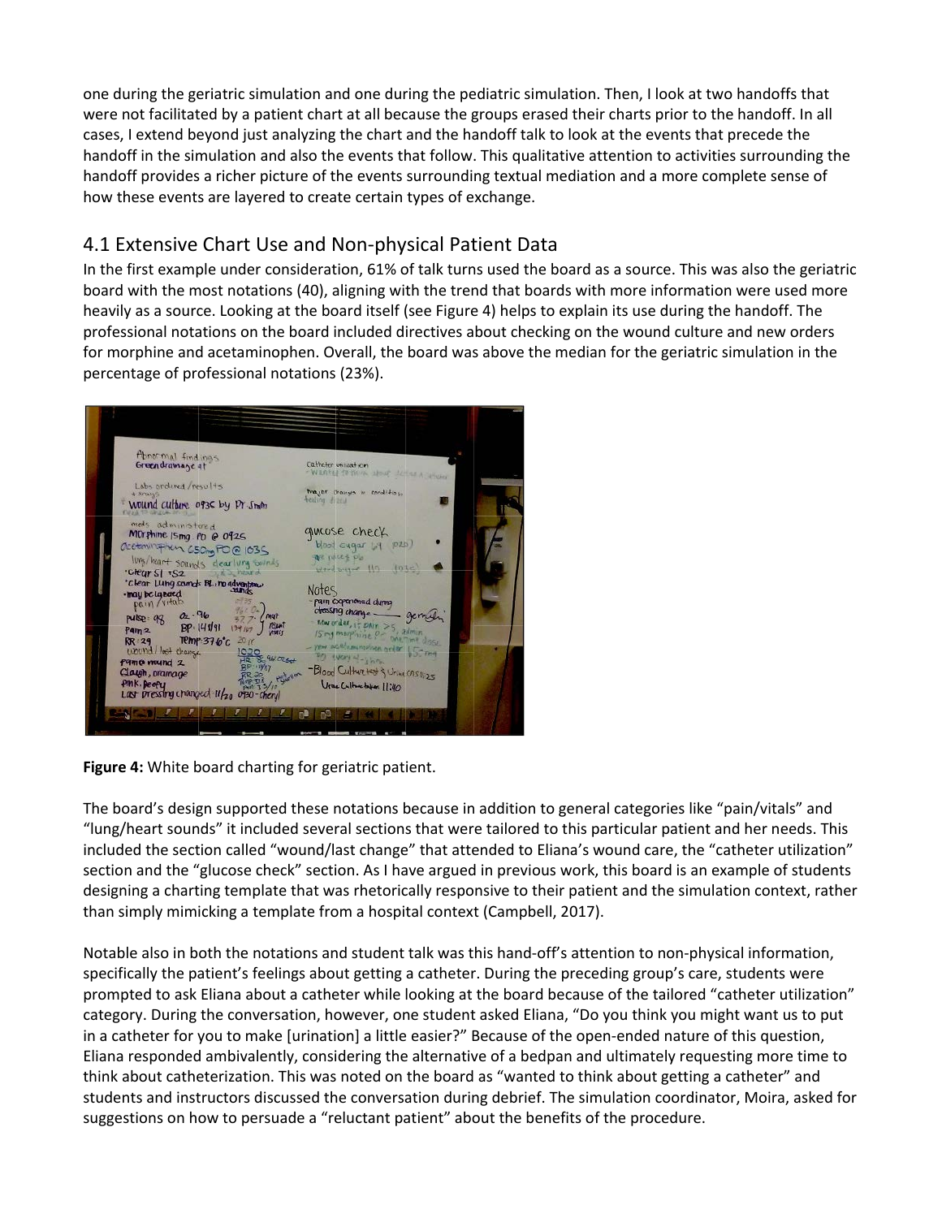one during the geriatric simulation and one during the pediatric simulation. Then, I look at two handoffs that were not facilitated by a patient chart at all because the groups erased their charts prior to the handoff. In all cases, I extend beyond just analyzing the chart and the handoff talk to look at the events that precede the handoff in the simulation and also the events that follow. This qualitative attention to activities surrounding the handoff provides a richer picture of the events surrounding textual mediation and a more complete sense of how these events are layered to create certain types of exchange.

## 4.1 Extensive Chart Use and Non-physical Patient Data

In the first example under consideration, 61% of talk turns used the board as a source. This was also the geriatric board with the most notations (40), aligning with the trend that boards with more information were used more heavily as a source. Looking at the board itself (see Figure 4) helps to explain its use during the handoff. The professional notations on the board included directives about checking on the wound culture and new orders for morphine and acetaminophen. Overall, the board was above the median for the geriatric simulation in the percentage of professional notations (23%).

**Figure 4:** White board charting for geriatric patient.

The board's design supported these notations because in addition to general categories like "pain/vitals" and "lung/heart sounds" it included several sections that were tailored to this particular patient and her needs. This included the section called "wound/last change" that attended to Eliana's wound care, the "catheter utilization" section and the "glucose check" section. As I have argued in previous work, this board is an example of students designing a charting template that was rhetorically responsive to their patient and the simulation context, rather than simply mimicking a template from a hospital context (Campbell, 2017).

Notable also in both the notations and student talk was this hand-off's attention to non-physical information, specifically the patient's feelings about getting a catheter. During the preceding group's care, students were prompted to ask Eliana about a catheter while looking at the board because of the tailored "catheter utilization" category. During the conversation, however, one student asked Eliana, "Do you think you might want us to put in a catheter for you to make [urination] a little easier?" Because of the open-ended nature of this question, Eliana responded ambivalently, considering the alternative of a bedpan and ultimately requesting more time to think about catheterization. This was noted on the board as "wanted to think about getting a catheter" and students and instructors discussed the conversation during debrief. The simulation coordinator, Moira, asked for suggestions on how to persuade a "reluctant patient" about the benefits of the procedure.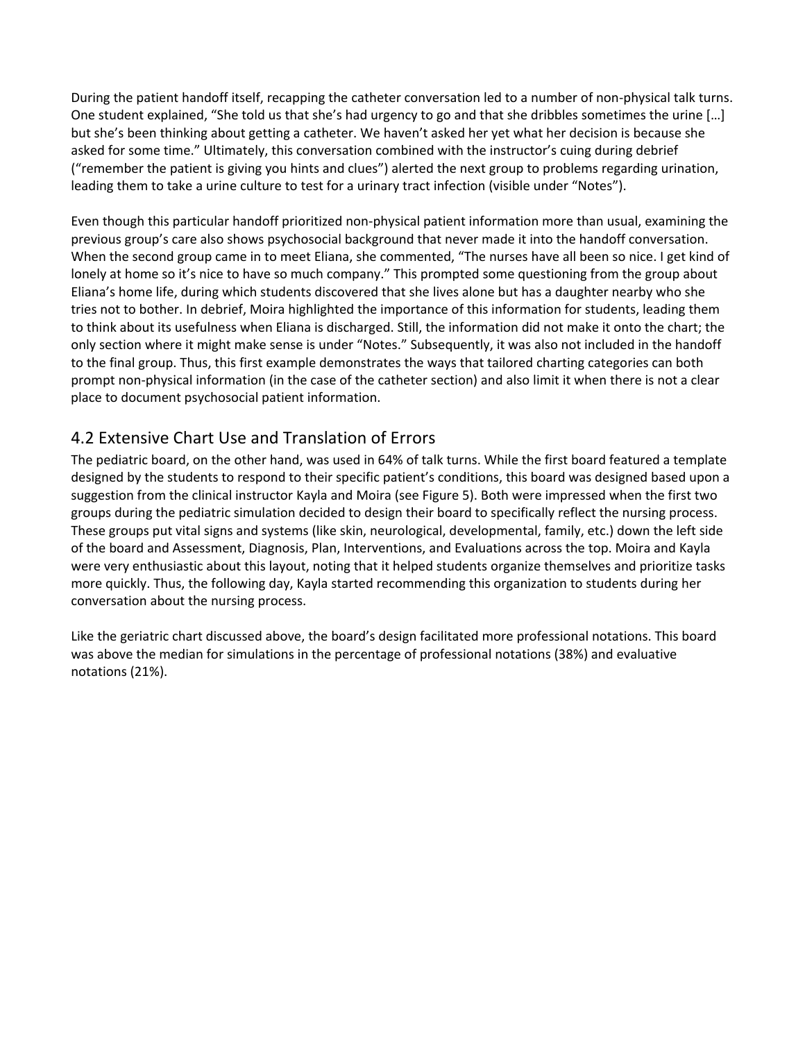During the patient handoff itself, recapping the catheter conversation led to a number of non-physical talk turns. One student explained, “She told us that she’s had urgency to go and that she dribbles sometimes the urine […] but she’s been thinking about getting a catheter. We haven’t asked her yet what her decision is because she asked for some time.” Ultimately, this conversation combined with the instructor’s cuing during debrief (“remember the patient is giving you hints and clues”) alerted the next group to problems regarding urination, leading them to take a urine culture to test for a urinary tract infection (visible under “Notes”).

Even though this particular handoff prioritized non-physical patient information more than usual, examining the previous group’s care also shows psychosocial background that never made it into the handoff conversation. When the second group came in to meet Eliana, she commented, “The nurses have all been so nice. I get kind of lonely at home so it’s nice to have so much company.” This prompted some questioning from the group about Eliana’s home life, during which students discovered that she lives alone but has a daughter nearby who she tries not to bother. In debrief, Moira highlighted the importance of this information for students, leading them to think about its usefulness when Eliana is discharged. Still, the information did not make it onto the chart; the only section where it might make sense is under “Notes.” Subsequently, it was also not included in the handoff to the final group. Thus, this first example demonstrates the ways that tailored charting categories can both prompt non-physical information (in the case of the catheter section) and also limit it when there is not a clear place to document psychosocial patient information.

## 4.2 Extensive Chart Use and Translation of Errors

The pediatric board, on the other hand, was used in 64% of talk turns. While the first board featured a template designed by the students to respond to their specific patient’s conditions, this board was designed based upon a suggestion from the clinical instructor Kayla and Moira (see Figure 5). Both were impressed when the first two groups during the pediatric simulation decided to design their board to specifically reflect the nursing process. These groups put vital signs and systems (like skin, neurological, developmental, family, etc.) down the left side of the board and Assessment, Diagnosis, Plan, Interventions, and Evaluations across the top. Moira and Kayla were very enthusiastic about this layout, noting that it helped students organize themselves and prioritize tasks more quickly. Thus, the following day, Kayla started recommending this organization to students during her conversation about the nursing process.

Like the geriatric chart discussed above, the board’s design facilitated more professional notations. This board was above the median for simulations in the percentage of professional notations (38%) and evaluative notations (21%).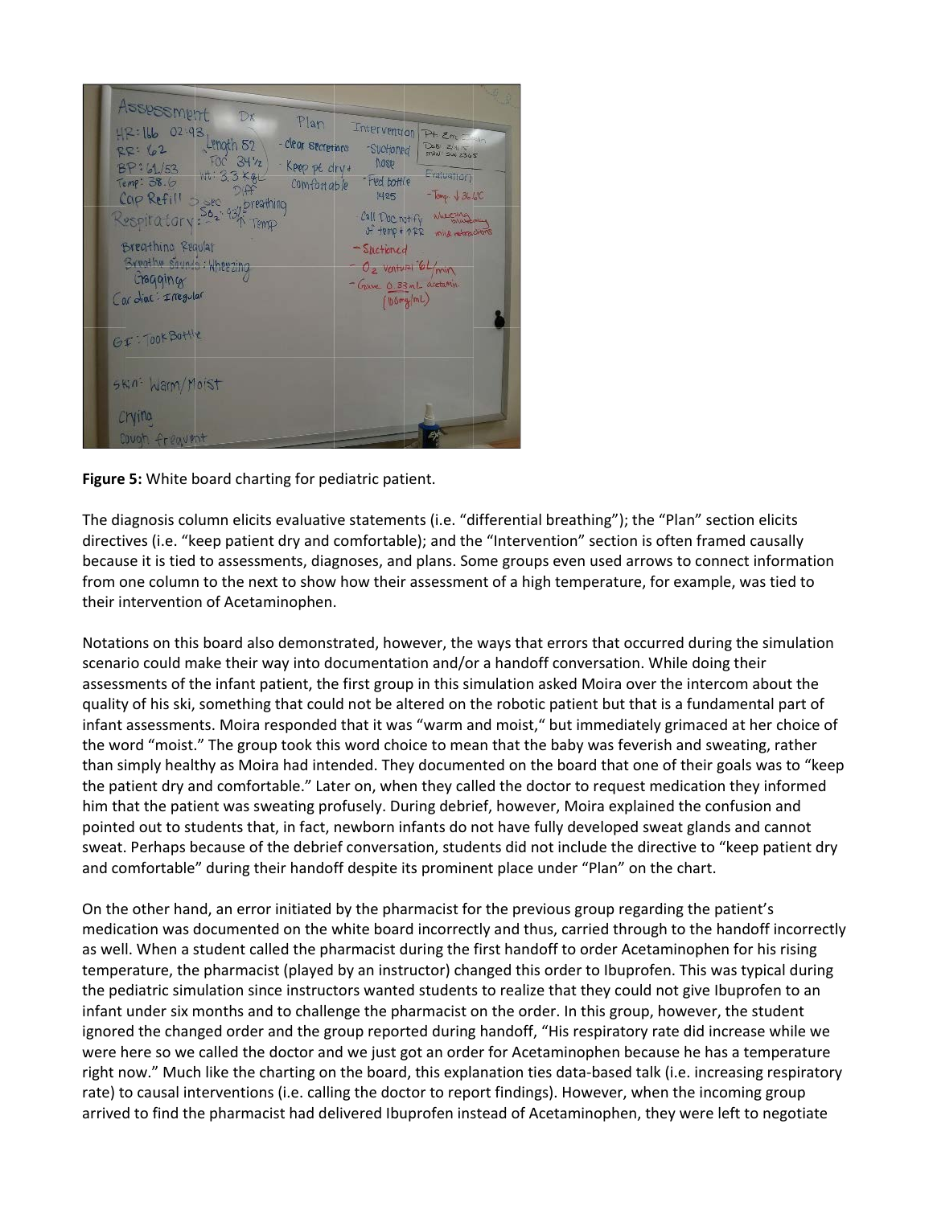**Figure 5:** White board charting for pediatric patient.

The diagnosis column elicits evaluative statements (i.e. "differential breathing"); the "Plan" section elicits directives (i.e. "keep patient dry and comfortable); and the "Intervention" section is often framed causally because it is tied to assessments, diagnoses, and plans. Some groups even used arrows to connect information from one column to the next to show how their assessment of a high temperature, for example, was tied to their intervention of Acetaminophen.

Notations on this board also demonstrated, however, the ways that errors that occurred during the simulation scenario could make their way into documentation and/or a handoff conversation. While doing their assessments of the infant patient, the first group in this simulation asked Moira over the intercom about the quality of his ski, something that could not be altered on the robotic patient but that is a fundamental part of infant assessments. Moira responded that it was "warm and moist," but immediately grimaced at her choice of the word "moist." The group took this word choice to mean that the baby was feverish and sweating, rather than simply healthy as Moira had intended. They documented on the board that one of their goals was to "keep the patient dry and comfortable." Later on, when they called the doctor to request medication they informed him that the patient was sweating profusely. During debrief, however, Moira explained the confusion and pointed out to students that, in fact, newborn infants do not have fully developed sweat glands and cannot sweat. Perhaps because of the debrief conversation, students did not include the directive to "keep patient dry and comfortable" during their handoff despite its prominent place under "Plan" on the chart.

On the other hand, an error initiated by the pharmacist for the previous group regarding the patient's medication was documented on the white board incorrectly and thus, carried through to the handoff incorrectly as well. When a student called the pharmacist during the first handoff to order Acetaminophen for his rising temperature, the pharmacist (played by an instructor) changed this order to Ibuprofen. This was typical during the pediatric simulation since instructors wanted students to realize that they could not give Ibuprofen to an infant under six months and to challenge the pharmacist on the order. In this group, however, the student ignored the changed order and the group reported during handoff, "His respiratory rate did increase while we were here so we called the doctor and we just got an order for Acetaminophen because he has a temperature right now." Much like the charting on the board, this explanation ties data-based talk (i.e. increasing respiratory rate) to causal interventions (i.e. calling the doctor to report findings). However, when the incoming group arrived to find the pharmacist had delivered Ibuprofen instead of Acetaminophen, they were left to negotiate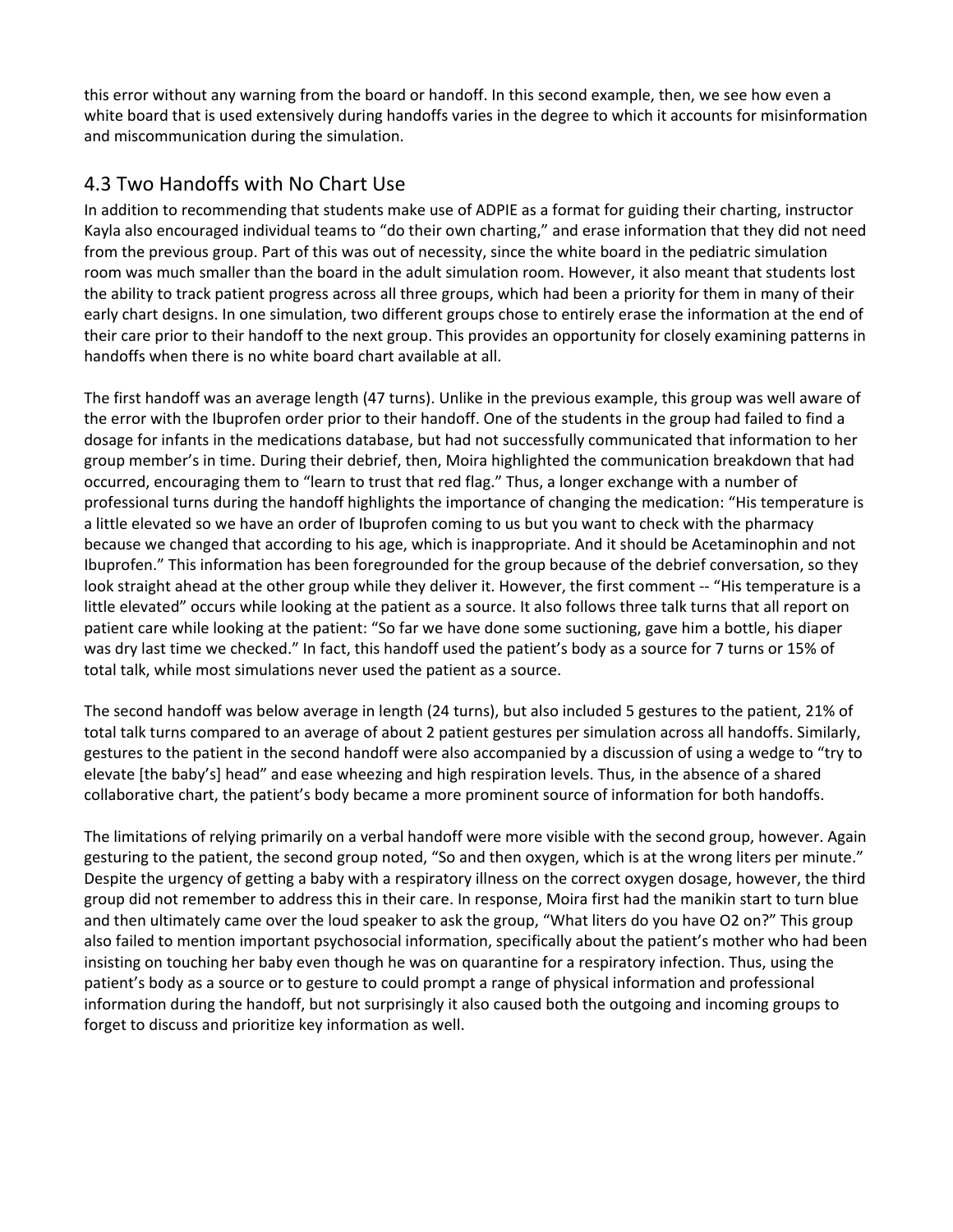this error without any warning from the board or handoff. In this second example, then, we see how even a white board that is used extensively during handoffs varies in the degree to which it accounts for misinformation and miscommunication during the simulation.

## 4.3 Two Handoffs with No Chart Use

In addition to recommending that students make use of ADPIE as a format for guiding their charting, instructor Kayla also encouraged individual teams to "do their own charting," and erase information that they did not need from the previous group. Part of this was out of necessity, since the white board in the pediatric simulation room was much smaller than the board in the adult simulation room. However, it also meant that students lost the ability to track patient progress across all three groups, which had been a priority for them in many of their early chart designs. In one simulation, two different groups chose to entirely erase the information at the end of their care prior to their handoff to the next group. This provides an opportunity for closely examining patterns in handoffs when there is no white board chart available at all.

The first handoff was an average length (47 turns). Unlike in the previous example, this group was well aware of the error with the Ibuprofen order prior to their handoff. One of the students in the group had failed to find a dosage for infants in the medications database, but had not successfully communicated that information to her group member's in time. During their debrief, then, Moira highlighted the communication breakdown that had occurred, encouraging them to "learn to trust that red flag." Thus, a longer exchange with a number of professional turns during the handoff highlights the importance of changing the medication: "His temperature is a little elevated so we have an order of Ibuprofen coming to us but you want to check with the pharmacy because we changed that according to his age, which is inappropriate. And it should be Acetaminophin and not Ibuprofen." This information has been foregrounded for the group because of the debrief conversation, so they look straight ahead at the other group while they deliver it. However, the first comment -- "His temperature is a little elevated" occurs while looking at the patient as a source. It also follows three talk turns that all report on patient care while looking at the patient: "So far we have done some suctioning, gave him a bottle, his diaper was dry last time we checked." In fact, this handoff used the patient's body as a source for 7 turns or 15% of total talk, while most simulations never used the patient as a source.

The second handoff was below average in length (24 turns), but also included 5 gestures to the patient, 21% of total talk turns compared to an average of about 2 patient gestures per simulation across all handoffs. Similarly, gestures to the patient in the second handoff were also accompanied by a discussion of using a wedge to "try to elevate [the baby's] head" and ease wheezing and high respiration levels. Thus, in the absence of a shared collaborative chart, the patient's body became a more prominent source of information for both handoffs.

The limitations of relying primarily on a verbal handoff were more visible with the second group, however. Again gesturing to the patient, the second group noted, "So and then oxygen, which is at the wrong liters per minute." Despite the urgency of getting a baby with a respiratory illness on the correct oxygen dosage, however, the third group did not remember to address this in their care. In response, Moira first had the manikin start to turn blue and then ultimately came over the loud speaker to ask the group, "What liters do you have O2 on?" This group also failed to mention important psychosocial information, specifically about the patient's mother who had been insisting on touching her baby even though he was on quarantine for a respiratory infection. Thus, using the patient's body as a source or to gesture to could prompt a range of physical information and professional information during the handoff, but not surprisingly it also caused both the outgoing and incoming groups to forget to discuss and prioritize key information as well.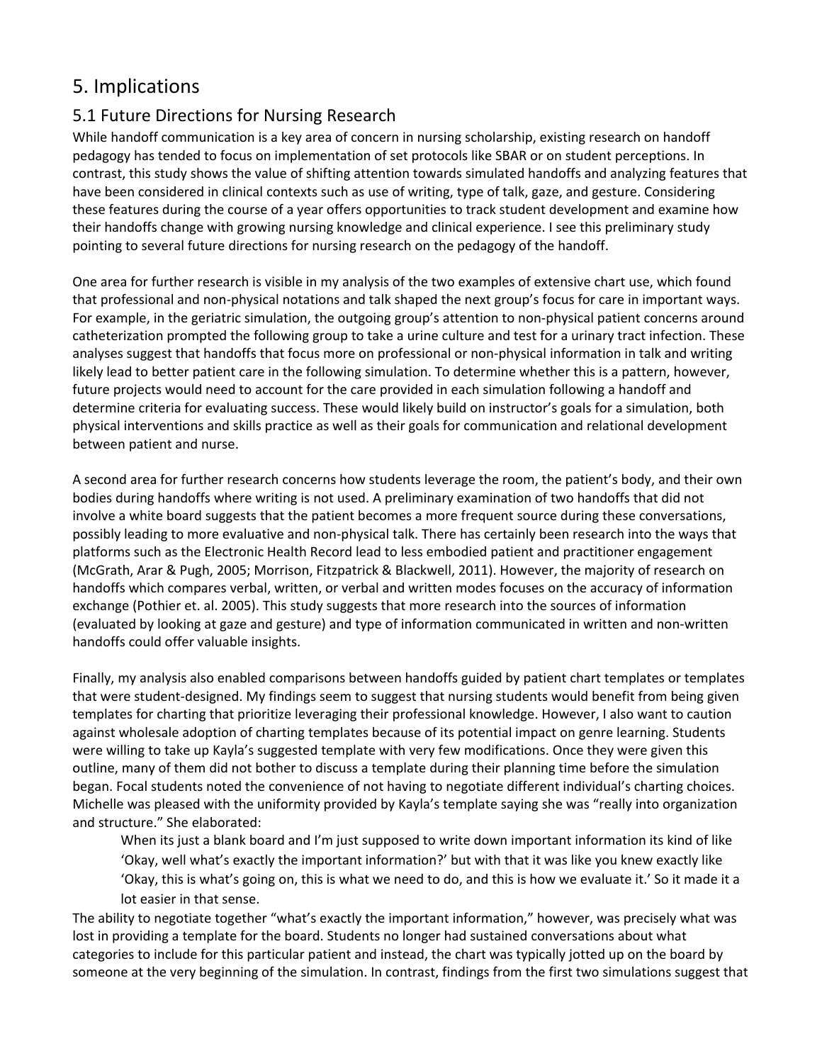# 5. Implications

## 5.1 Future Directions for Nursing Research

While handoff communication is a key area of concern in nursing scholarship, existing research on handoff pedagogy has tended to focus on implementation of set protocols like SBAR or on student perceptions. In contrast, this study shows the value of shifting attention towards simulated handoffs and analyzing features that have been considered in clinical contexts such as use of writing, type of talk, gaze, and gesture. Considering these features during the course of a year offers opportunities to track student development and examine how their handoffs change with growing nursing knowledge and clinical experience. I see this preliminary study pointing to several future directions for nursing research on the pedagogy of the handoff.

One area for further research is visible in my analysis of the two examples of extensive chart use, which found that professional and non-physical notations and talk shaped the next group's focus for care in important ways. For example, in the geriatric simulation, the outgoing group's attention to non-physical patient concerns around catheterization prompted the following group to take a urine culture and test for a urinary tract infection. These analyses suggest that handoffs that focus more on professional or non-physical information in talk and writing likely lead to better patient care in the following simulation. To determine whether this is a pattern, however, future projects would need to account for the care provided in each simulation following a handoff and determine criteria for evaluating success. These would likely build on instructor's goals for a simulation, both physical interventions and skills practice as well as their goals for communication and relational development between patient and nurse.

A second area for further research concerns how students leverage the room, the patient's body, and their own bodies during handoffs where writing is not used. A preliminary examination of two handoffs that did not involve a white board suggests that the patient becomes a more frequent source during these conversations, possibly leading to more evaluative and non-physical talk. There has certainly been research into the ways that platforms such as the Electronic Health Record lead to less embodied patient and practitioner engagement (McGrath, Arar & Pugh, 2005; Morrison, Fitzpatrick & Blackwell, 2011). However, the majority of research on handoffs which compares verbal, written, or verbal and written modes focuses on the accuracy of information exchange (Pothier et. al. 2005). This study suggests that more research into the sources of information (evaluated by looking at gaze and gesture) and type of information communicated in written and non-written handoffs could offer valuable insights.

Finally, my analysis also enabled comparisons between handoffs guided by patient chart templates or templates that were student-designed. My findings seem to suggest that nursing students would benefit from being given templates for charting that prioritize leveraging their professional knowledge. However, I also want to caution against wholesale adoption of charting templates because of its potential impact on genre learning. Students were willing to take up Kayla's suggested template with very few modifications. Once they were given this outline, many of them did not bother to discuss a template during their planning time before the simulation began. Focal students noted the convenience of not having to negotiate different individual's charting choices. Michelle was pleased with the uniformity provided by Kayla's template saying she was "really into organization and structure." She elaborated:

> When its just a blank board and I'm just supposed to write down important information its kind of like 'Okay, well what's exactly the important information?' but with that it was like you knew exactly like 'Okay, this is what's going on, this is what we need to do, and this is how we evaluate it.' So it made it a lot easier in that sense.

The ability to negotiate together "what's exactly the important information," however, was precisely what was lost in providing a template for the board. Students no longer had sustained conversations about what categories to include for this particular patient and instead, the chart was typically jotted up on the board by someone at the very beginning of the simulation. In contrast, findings from the first two simulations suggest that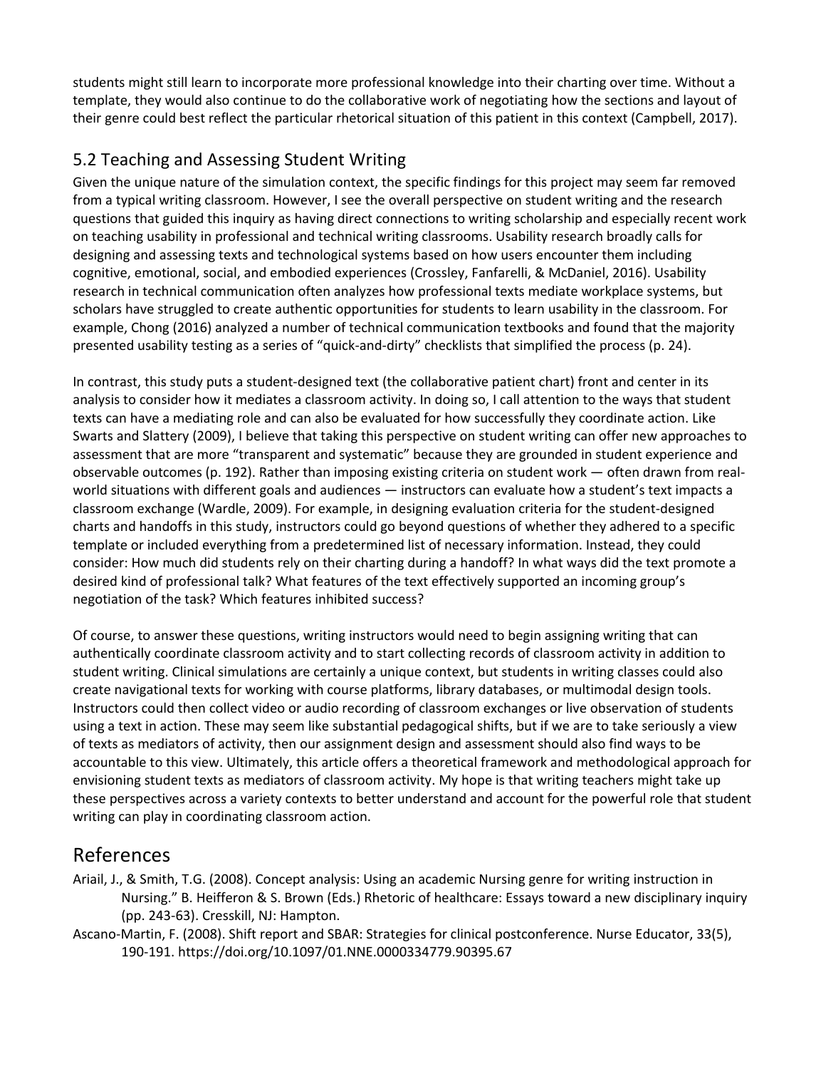students might still learn to incorporate more professional knowledge into their charting over time. Without a template, they would also continue to do the collaborative work of negotiating how the sections and layout of their genre could best reflect the particular rhetorical situation of this patient in this context (Campbell, 2017).

## 5.2 Teaching and Assessing Student Writing

Given the unique nature of the simulation context, the specific findings for this project may seem far removed from a typical writing classroom. However, I see the overall perspective on student writing and the research questions that guided this inquiry as having direct connections to writing scholarship and especially recent work on teaching usability in professional and technical writing classrooms. Usability research broadly calls for designing and assessing texts and technological systems based on how users encounter them including cognitive, emotional, social, and embodied experiences (Crossley, Fanfarelli, & McDaniel, 2016). Usability research in technical communication often analyzes how professional texts mediate workplace systems, but scholars have struggled to create authentic opportunities for students to learn usability in the classroom. For example, Chong (2016) analyzed a number of technical communication textbooks and found that the majority presented usability testing as a series of "quick-and-dirty" checklists that simplified the process (p. 24).

In contrast, this study puts a student-designed text (the collaborative patient chart) front and center in its analysis to consider how it mediates a classroom activity. In doing so, I call attention to the ways that student texts can have a mediating role and can also be evaluated for how successfully they coordinate action. Like Swarts and Slattery (2009), I believe that taking this perspective on student writing can offer new approaches to assessment that are more "transparent and systematic" because they are grounded in student experience and observable outcomes (p. 192). Rather than imposing existing criteria on student work — often drawn from real-world situations with different goals and audiences — instructors can evaluate how a student's text impacts a classroom exchange (Wardle, 2009). For example, in designing evaluation criteria for the student-designed charts and handoffs in this study, instructors could go beyond questions of whether they adhered to a specific template or included everything from a predetermined list of necessary information. Instead, they could consider: How much did students rely on their charting during a handoff? In what ways did the text promote a desired kind of professional talk? What features of the text effectively supported an incoming group's negotiation of the task? Which features inhibited success?

Of course, to answer these questions, writing instructors would need to begin assigning writing that can authentically coordinate classroom activity and to start collecting records of classroom activity in addition to student writing. Clinical simulations are certainly a unique context, but students in writing classes could also create navigational texts for working with course platforms, library databases, or multimodal design tools. Instructors could then collect video or audio recording of classroom exchanges or live observation of students using a text in action. These may seem like substantial pedagogical shifts, but if we are to take seriously a view of texts as mediators of activity, then our assignment design and assessment should also find ways to be accountable to this view. Ultimately, this article offers a theoretical framework and methodological approach for envisioning student texts as mediators of classroom activity. My hope is that writing teachers might take up these perspectives across a variety contexts to better understand and account for the powerful role that student writing can play in coordinating classroom action.

# References

Ariail, J., & Smith, T.G. (2008). Concept analysis: Using an academic Nursing genre for writing instruction in Nursing." B. Heifferon & S. Brown (Eds.) Rhetoric of healthcare: Essays toward a new disciplinary inquiry (pp. 243-63). Cresskill, NJ: Hampton.

Ascano-Martin, F. (2008). Shift report and SBAR: Strategies for clinical postconference. Nurse Educator, 33(5), 190-191. https://doi.org/10.1097/01.NNE.0000334779.90395.67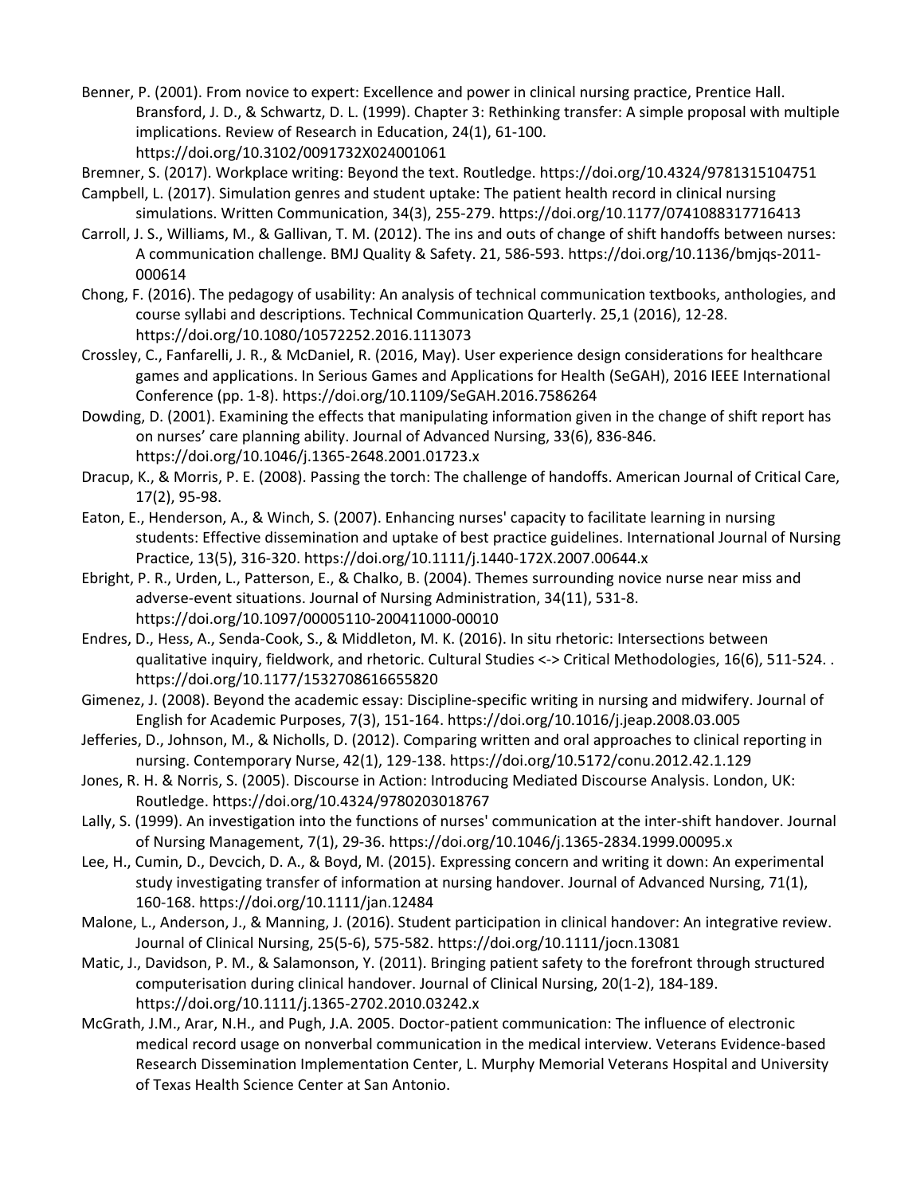Benner, P. (2001). From novice to expert: Excellence and power in clinical nursing practice, Prentice Hall.
Bransford, J. D., & Schwartz, D. L. (1999). Chapter 3: Rethinking transfer: A simple proposal with multiple implications. Review of Research in Education, 24(1), 61-100. https://doi.org/10.3102/0091732X024001061

Bremner, S. (2017). Workplace writing: Beyond the text. Routledge. https://doi.org/10.4324/9781315104751

Campbell, L. (2017). Simulation genres and student uptake: The patient health record in clinical nursing simulations. Written Communication, 34(3), 255-279. https://doi.org/10.1177/0741088317716413

Carroll, J. S., Williams, M., & Gallivan, T. M. (2012). The ins and outs of change of shift handoffs between nurses: A communication challenge. BMJ Quality & Safety. 21, 586-593. https://doi.org/10.1136/bmjqs-2011-000614

Chong, F. (2016). The pedagogy of usability: An analysis of technical communication textbooks, anthologies, and course syllabi and descriptions. Technical Communication Quarterly. 25,1 (2016), 12-28. https://doi.org/10.1080/10572252.2016.1113073

Crossley, C., Fanfarelli, J. R., & McDaniel, R. (2016, May). User experience design considerations for healthcare games and applications. In Serious Games and Applications for Health (SeGAH), 2016 IEEE International Conference (pp. 1-8). https://doi.org/10.1109/SeGAH.2016.7586264

Dowding, D. (2001). Examining the effects that manipulating information given in the change of shift report has on nurses' care planning ability. Journal of Advanced Nursing, 33(6), 836-846. https://doi.org/10.1046/j.1365-2648.2001.01723.x

Dracup, K., & Morris, P. E. (2008). Passing the torch: The challenge of handoffs. American Journal of Critical Care, 17(2), 95-98.

Eaton, E., Henderson, A., & Winch, S. (2007). Enhancing nurses' capacity to facilitate learning in nursing students: Effective dissemination and uptake of best practice guidelines. International Journal of Nursing Practice, 13(5), 316-320. https://doi.org/10.1111/j.1440-172X.2007.00644.x

Ebright, P. R., Urden, L., Patterson, E., & Chalko, B. (2004). Themes surrounding novice nurse near miss and adverse-event situations. Journal of Nursing Administration, 34(11), 531-8. https://doi.org/10.1097/00005110-200411000-00010

Endres, D., Hess, A., Senda-Cook, S., & Middleton, M. K. (2016). In situ rhetoric: Intersections between qualitative inquiry, fieldwork, and rhetoric. Cultural Studies <-> Critical Methodologies, 16(6), 511-524. . https://doi.org/10.1177/1532708616655820

Gimenez, J. (2008). Beyond the academic essay: Discipline-specific writing in nursing and midwifery. Journal of English for Academic Purposes, 7(3), 151-164. https://doi.org/10.1016/j.jeap.2008.03.005

Jefferies, D., Johnson, M., & Nicholls, D. (2012). Comparing written and oral approaches to clinical reporting in nursing. Contemporary Nurse, 42(1), 129-138. https://doi.org/10.5172/conu.2012.42.1.129

Jones, R. H. & Norris, S. (2005). Discourse in Action: Introducing Mediated Discourse Analysis. London, UK: Routledge. https://doi.org/10.4324/9780203018767

Lally, S. (1999). An investigation into the functions of nurses' communication at the inter-shift handover. Journal of Nursing Management, 7(1), 29-36. https://doi.org/10.1046/j.1365-2834.1999.00095.x

Lee, H., Cumin, D., Devcich, D. A., & Boyd, M. (2015). Expressing concern and writing it down: An experimental study investigating transfer of information at nursing handover. Journal of Advanced Nursing, 71(1), 160-168. https://doi.org/10.1111/jan.12484

Malone, L., Anderson, J., & Manning, J. (2016). Student participation in clinical handover: An integrative review. Journal of Clinical Nursing, 25(5-6), 575-582. https://doi.org/10.1111/jocn.13081

Matic, J., Davidson, P. M., & Salamonson, Y. (2011). Bringing patient safety to the forefront through structured computerisation during clinical handover. Journal of Clinical Nursing, 20(1-2), 184-189. https://doi.org/10.1111/j.1365-2702.2010.03242.x

McGrath, J.M., Arar, N.H., and Pugh, J.A. 2005. Doctor-patient communication: The influence of electronic medical record usage on nonverbal communication in the medical interview. Veterans Evidence-based Research Dissemination Implementation Center, L. Murphy Memorial Veterans Hospital and University of Texas Health Science Center at San Antonio.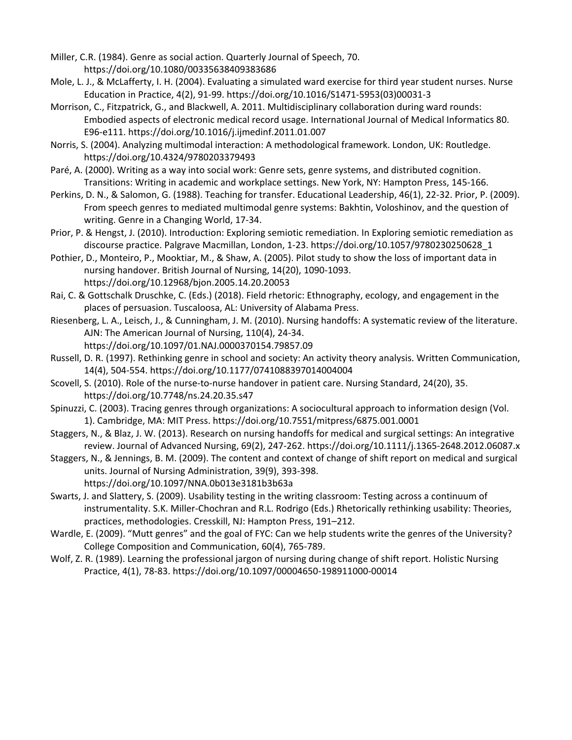Miller, C.R. (1984). Genre as social action. Quarterly Journal of Speech, 70. https://doi.org/10.1080/00335638409383686

Mole, L. J., & McLafferty, I. H. (2004). Evaluating a simulated ward exercise for third year student nurses. Nurse Education in Practice, 4(2), 91-99. https://doi.org/10.1016/S1471-5953(03)00031-3

Morrison, C., Fitzpatrick, G., and Blackwell, A. 2011. Multidisciplinary collaboration during ward rounds: Embodied aspects of electronic medical record usage. International Journal of Medical Informatics 80. E96-e111. https://doi.org/10.1016/j.ijmedinf.2011.01.007

Norris, S. (2004). Analyzing multimodal interaction: A methodological framework. London, UK: Routledge. https://doi.org/10.4324/9780203379493

Paré, A. (2000). Writing as a way into social work: Genre sets, genre systems, and distributed cognition. Transitions: Writing in academic and workplace settings. New York, NY: Hampton Press, 145-166.

Perkins, D. N., & Salomon, G. (1988). Teaching for transfer. Educational Leadership, 46(1), 22-32. Prior, P. (2009). From speech genres to mediated multimodal genre systems: Bakhtin, Voloshinov, and the question of writing. Genre in a Changing World, 17-34.

Prior, P. & Hengst, J. (2010). Introduction: Exploring semiotic remediation. In Exploring semiotic remediation as discourse practice. Palgrave Macmillan, London, 1-23. https://doi.org/10.1057/9780230250628_1

Pothier, D., Monteiro, P., Mooktiar, M., & Shaw, A. (2005). Pilot study to show the loss of important data in nursing handover. British Journal of Nursing, 14(20), 1090-1093. https://doi.org/10.12968/bjon.2005.14.20.20053

Rai, C. & Gottschalk Druschke, C. (Eds.) (2018). Field rhetoric: Ethnography, ecology, and engagement in the places of persuasion. Tuscaloosa, AL: University of Alabama Press.

Riesenberg, L. A., Leisch, J., & Cunningham, J. M. (2010). Nursing handoffs: A systematic review of the literature. AJN: The American Journal of Nursing, 110(4), 24-34. https://doi.org/10.1097/01.NAJ.0000370154.79857.09

Russell, D. R. (1997). Rethinking genre in school and society: An activity theory analysis. Written Communication, 14(4), 504-554. https://doi.org/10.1177/0741088397014004004

Scovell, S. (2010). Role of the nurse-to-nurse handover in patient care. Nursing Standard, 24(20), 35. https://doi.org/10.7748/ns.24.20.35.s47

Spinuzzi, C. (2003). Tracing genres through organizations: A sociocultural approach to information design (Vol. 1). Cambridge, MA: MIT Press. https://doi.org/10.7551/mitpress/6875.001.0001

Staggers, N., & Blaz, J. W. (2013). Research on nursing handoffs for medical and surgical settings: An integrative review. Journal of Advanced Nursing, 69(2), 247-262. https://doi.org/10.1111/j.1365-2648.2012.06087.x

Staggers, N., & Jennings, B. M. (2009). The content and context of change of shift report on medical and surgical units. Journal of Nursing Administration, 39(9), 393-398. https://doi.org/10.1097/NNA.0b013e3181b3b63a

Swarts, J. and Slattery, S. (2009). Usability testing in the writing classroom: Testing across a continuum of instrumentality. S.K. Miller-Chochran and R.L. Rodrigo (Eds.) Rhetorically rethinking usability: Theories, practices, methodologies. Cresskill, NJ: Hampton Press, 191–212.

Wardle, E. (2009). "Mutt genres" and the goal of FYC: Can we help students write the genres of the University? College Composition and Communication, 60(4), 765-789.

Wolf, Z. R. (1989). Learning the professional jargon of nursing during change of shift report. Holistic Nursing Practice, 4(1), 78-83. https://doi.org/10.1097/00004650-198911000-00014